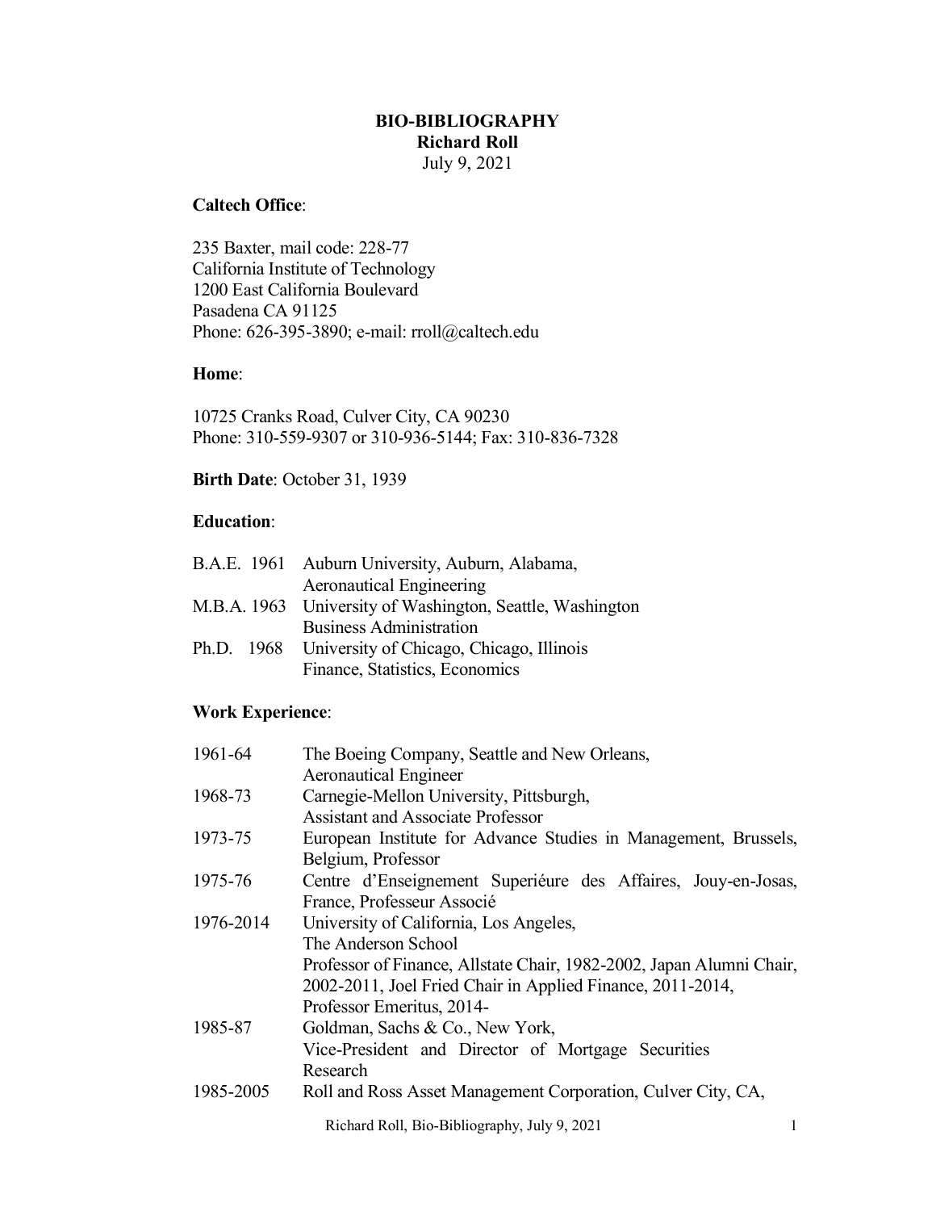# BIO-BIBLIOGRAPHY
## Richard Roll
July 9, 2021

**Caltech Office**:

235 Baxter, mail code: 228-77
California Institute of Technology
1200 East California Boulevard
Pasadena CA 91125
Phone: 626-395-3890; e-mail: rroll@caltech.edu

**Home**:

10725 Cranks Road, Culver City, CA 90230
Phone: 310-559-9307 or 310-936-5144; Fax: 310-836-7328

**Birth Date**: October 31, 1939

**Education**:

| | |
|---|---|
| B.A.E. 1961 | Auburn University, Auburn, Alabama, Aeronautical Engineering |
| M.B.A. 1963 | University of Washington, Seattle, Washington Business Administration |
| Ph.D. 1968 | University of Chicago, Chicago, Illinois Finance, Statistics, Economics |

**Work Experience**:

| | |
|---|---|
| 1961-64 | The Boeing Company, Seattle and New Orleans, Aeronautical Engineer |
| 1968-73 | Carnegie-Mellon University, Pittsburgh, Assistant and Associate Professor |
| 1973-75 | European Institute for Advance Studies in Management, Brussels, Belgium, Professor |
| 1975-76 | Centre d'Enseignement Superiéure des Affaires, Jouy-en-Josas, France, Professeur Associé |
| 1976-2014 | University of California, Los Angeles, The Anderson School Professor of Finance, Allstate Chair, 1982-2002, Japan Alumni Chair, 2002-2011, Joel Fried Chair in Applied Finance, 2011-2014, Professor Emeritus, 2014- |
| 1985-87 | Goldman, Sachs & Co., New York, Vice-President and Director of Mortgage Securities Research |
| 1985-2005 | Roll and Ross Asset Management Corporation, Culver City, CA, |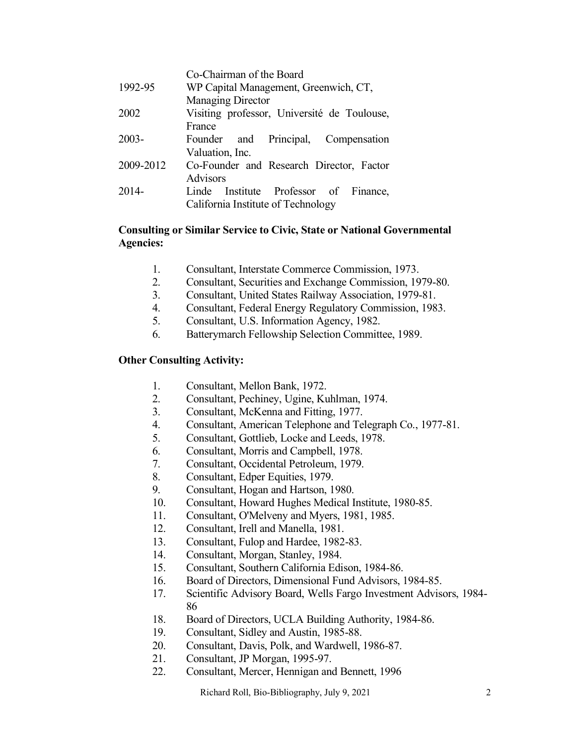| | |
|---|---|
| | Co-Chairman of the Board |
| 1992-95 | WP Capital Management, Greenwich, CT, Managing Director |
| 2002 | Visiting professor, Université de Toulouse, France |
| 2003- | Founder and Principal, Compensation Valuation, Inc. |
| 2009-2012 | Co-Founder and Research Director, Factor Advisors |
| 2014- | Linde Institute Professor of Finance, California Institute of Technology |

**Consulting or Similar Service to Civic, State or National Governmental Agencies:**

1. Consultant, Interstate Commerce Commission, 1973.
2. Consultant, Securities and Exchange Commission, 1979-80.
3. Consultant, United States Railway Association, 1979-81.
4. Consultant, Federal Energy Regulatory Commission, 1983.
5. Consultant, U.S. Information Agency, 1982.
6. Batterymarch Fellowship Selection Committee, 1989.

**Other Consulting Activity:**

1. Consultant, Mellon Bank, 1972.
2. Consultant, Pechiney, Ugine, Kuhlman, 1974.
3. Consultant, McKenna and Fitting, 1977.
4. Consultant, American Telephone and Telegraph Co., 1977-81.
5. Consultant, Gottlieb, Locke and Leeds, 1978.
6. Consultant, Morris and Campbell, 1978.
7. Consultant, Occidental Petroleum, 1979.
8. Consultant, Edper Equities, 1979.
9. Consultant, Hogan and Hartson, 1980.
10. Consultant, Howard Hughes Medical Institute, 1980-85.
11. Consultant, O'Melveny and Myers, 1981, 1985.
12. Consultant, Irell and Manella, 1981.
13. Consultant, Fulop and Hardee, 1982-83.
14. Consultant, Morgan, Stanley, 1984.
15. Consultant, Southern California Edison, 1984-86.
16. Board of Directors, Dimensional Fund Advisors, 1984-85.
17. Scientific Advisory Board, Wells Fargo Investment Advisors, 1984-86
18. Board of Directors, UCLA Building Authority, 1984-86.
19. Consultant, Sidley and Austin, 1985-88.
20. Consultant, Davis, Polk, and Wardwell, 1986-87.
21. Consultant, JP Morgan, 1995-97.
22. Consultant, Mercer, Hennigan and Bennett, 1996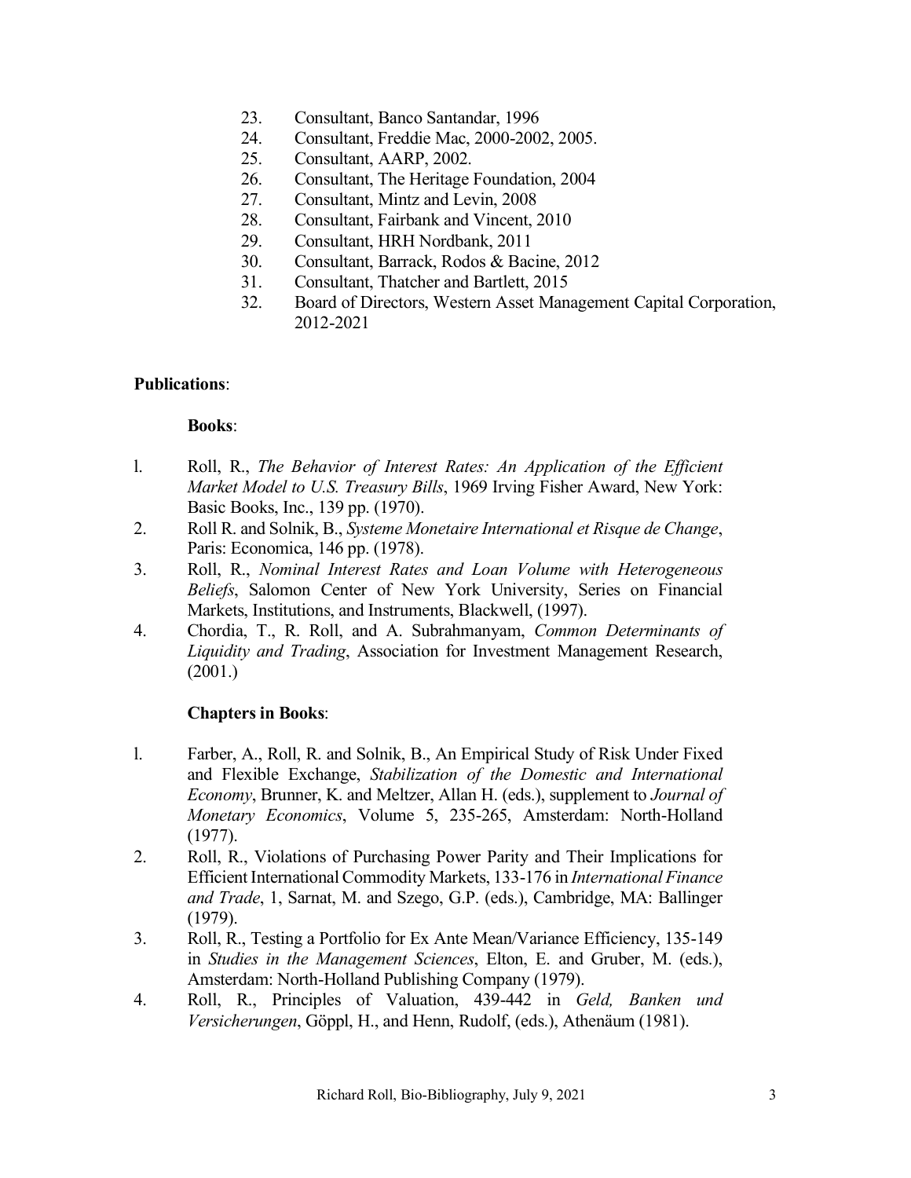23. Consultant, Banco Santandar, 1996
24. Consultant, Freddie Mac, 2000-2002, 2005.
25. Consultant, AARP, 2002.
26. Consultant, The Heritage Foundation, 2004
27. Consultant, Mintz and Levin, 2008
28. Consultant, Fairbank and Vincent, 2010
29. Consultant, HRH Nordbank, 2011
30. Consultant, Barrack, Rodos & Bacine, 2012
31. Consultant, Thatcher and Bartlett, 2015
32. Board of Directors, Western Asset Management Capital Corporation, 2012-2021

**Publications**:

**Books**:

1. Roll, R., *The Behavior of Interest Rates: An Application of the Efficient Market Model to U.S. Treasury Bills*, 1969 Irving Fisher Award, New York: Basic Books, Inc., 139 pp. (1970).
2. Roll R. and Solnik, B., *Systeme Monetaire International et Risque de Change*, Paris: Economica, 146 pp. (1978).
3. Roll, R., *Nominal Interest Rates and Loan Volume with Heterogeneous Beliefs*, Salomon Center of New York University, Series on Financial Markets, Institutions, and Instruments, Blackwell, (1997).
4. Chordia, T., R. Roll, and A. Subrahmanyam, *Common Determinants of Liquidity and Trading*, Association for Investment Management Research, (2001.)

**Chapters in Books**:

1. Farber, A., Roll, R. and Solnik, B., An Empirical Study of Risk Under Fixed and Flexible Exchange, *Stabilization of the Domestic and International Economy*, Brunner, K. and Meltzer, Allan H. (eds.), supplement to *Journal of Monetary Economics*, Volume 5, 235-265, Amsterdam: North-Holland (1977).
2. Roll, R., Violations of Purchasing Power Parity and Their Implications for Efficient International Commodity Markets, 133-176 in *International Finance and Trade*, 1, Sarnat, M. and Szego, G.P. (eds.), Cambridge, MA: Ballinger (1979).
3. Roll, R., Testing a Portfolio for Ex Ante Mean/Variance Efficiency, 135-149 in *Studies in the Management Sciences*, Elton, E. and Gruber, M. (eds.), Amsterdam: North-Holland Publishing Company (1979).
4. Roll, R., Principles of Valuation, 439-442 in *Geld, Banken und Versicherungen*, Göppl, H., and Henn, Rudolf, (eds.), Athenäum (1981).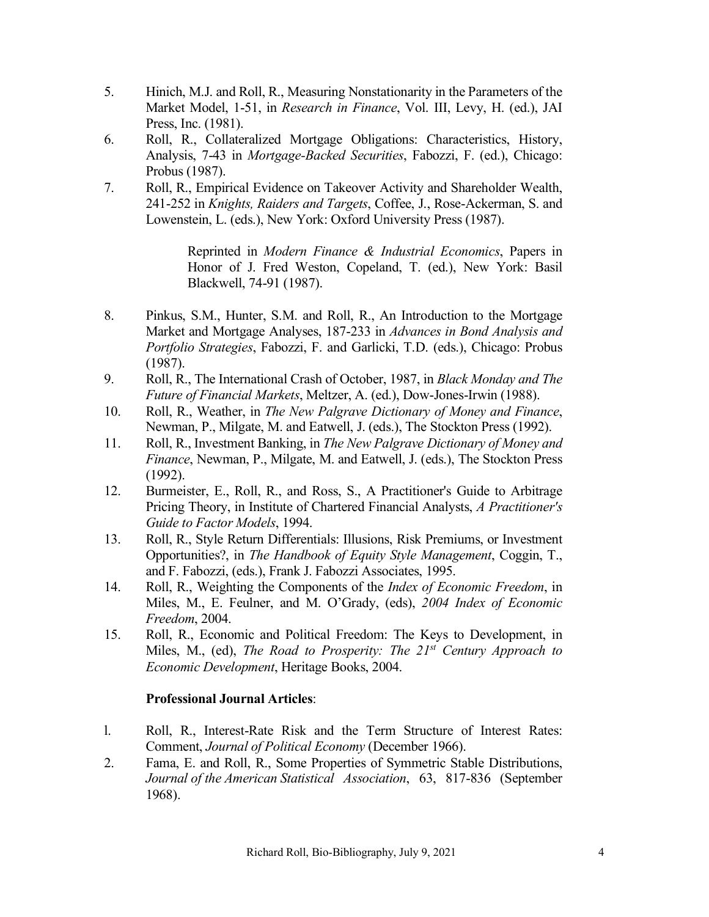5. Hinich, M.J. and Roll, R., Measuring Nonstationarity in the Parameters of the Market Model, 1-51, in *Research in Finance*, Vol. III, Levy, H. (ed.), JAI Press, Inc. (1981).
6. Roll, R., Collateralized Mortgage Obligations: Characteristics, History, Analysis, 7-43 in *Mortgage-Backed Securities*, Fabozzi, F. (ed.), Chicago: Probus (1987).
7. Roll, R., Empirical Evidence on Takeover Activity and Shareholder Wealth, 241-252 in *Knights, Raiders and Targets*, Coffee, J., Rose-Ackerman, S. and Lowenstein, L. (eds.), New York: Oxford University Press (1987).

   > Reprinted in *Modern Finance & Industrial Economics*, Papers in Honor of J. Fred Weston, Copeland, T. (ed.), New York: Basil Blackwell, 74-91 (1987).

8. Pinkus, S.M., Hunter, S.M. and Roll, R., An Introduction to the Mortgage Market and Mortgage Analyses, 187-233 in *Advances in Bond Analysis and Portfolio Strategies*, Fabozzi, F. and Garlicki, T.D. (eds.), Chicago: Probus (1987).
9. Roll, R., The International Crash of October, 1987, in *Black Monday and The Future of Financial Markets*, Meltzer, A. (ed.), Dow-Jones-Irwin (1988).
10. Roll, R., Weather, in *The New Palgrave Dictionary of Money and Finance*, Newman, P., Milgate, M. and Eatwell, J. (eds.), The Stockton Press (1992).
11. Roll, R., Investment Banking, in *The New Palgrave Dictionary of Money and Finance*, Newman, P., Milgate, M. and Eatwell, J. (eds.), The Stockton Press (1992).
12. Burmeister, E., Roll, R., and Ross, S., A Practitioner's Guide to Arbitrage Pricing Theory, in Institute of Chartered Financial Analysts, *A Practitioner's Guide to Factor Models*, 1994.
13. Roll, R., Style Return Differentials: Illusions, Risk Premiums, or Investment Opportunities?, in *The Handbook of Equity Style Management*, Coggin, T., and F. Fabozzi, (eds.), Frank J. Fabozzi Associates, 1995.
14. Roll, R., Weighting the Components of the *Index of Economic Freedom*, in Miles, M., E. Feulner, and M. O'Grady, (eds), *2004 Index of Economic Freedom*, 2004.
15. Roll, R., Economic and Political Freedom: The Keys to Development, in Miles, M., (ed), *The Road to Prosperity: The 21st Century Approach to Economic Development*, Heritage Books, 2004.

**Professional Journal Articles**:

1. Roll, R., Interest-Rate Risk and the Term Structure of Interest Rates: Comment, *Journal of Political Economy* (December 1966).
2. Fama, E. and Roll, R., Some Properties of Symmetric Stable Distributions, *Journal of the American Statistical Association*, 63, 817-836 (September 1968).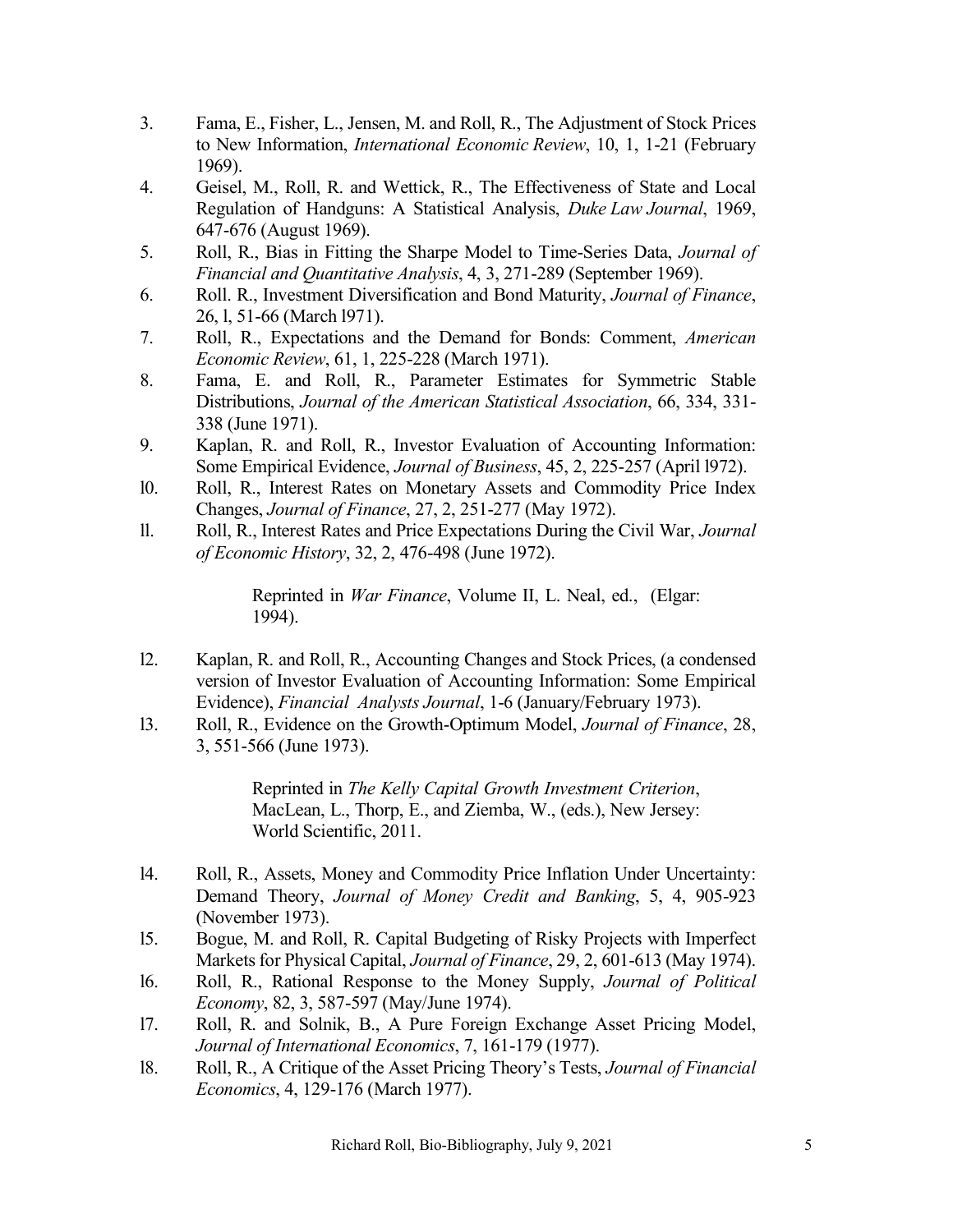3. Fama, E., Fisher, L., Jensen, M. and Roll, R., The Adjustment of Stock Prices to New Information, *International Economic Review*, 10, 1, 1-21 (February 1969).
4. Geisel, M., Roll, R. and Wettick, R., The Effectiveness of State and Local Regulation of Handguns: A Statistical Analysis, *Duke Law Journal*, 1969, 647-676 (August 1969).
5. Roll, R., Bias in Fitting the Sharpe Model to Time-Series Data, *Journal of Financial and Quantitative Analysis*, 4, 3, 271-289 (September 1969).
6. Roll. R., Investment Diversification and Bond Maturity, *Journal of Finance*, 26, l, 51-66 (March l971).
7. Roll, R., Expectations and the Demand for Bonds: Comment, *American Economic Review*, 61, 1, 225-228 (March 1971).
8. Fama, E. and Roll, R., Parameter Estimates for Symmetric Stable Distributions, *Journal of the American Statistical Association*, 66, 334, 331-338 (June 1971).
9. Kaplan, R. and Roll, R., Investor Evaluation of Accounting Information: Some Empirical Evidence, *Journal of Business*, 45, 2, 225-257 (April l972).

l0. Roll, R., Interest Rates on Monetary Assets and Commodity Price Index Changes, *Journal of Finance*, 27, 2, 251-277 (May 1972).

ll. Roll, R., Interest Rates and Price Expectations During the Civil War, *Journal of Economic History*, 32, 2, 476-498 (June 1972).

    Reprinted in *War Finance*, Volume II, L. Neal, ed., (Elgar: 1994).

l2. Kaplan, R. and Roll, R., Accounting Changes and Stock Prices, (a condensed version of Investor Evaluation of Accounting Information: Some Empirical Evidence), *Financial Analysts Journal*, 1-6 (January/February 1973).

l3. Roll, R., Evidence on the Growth-Optimum Model, *Journal of Finance*, 28, 3, 551-566 (June 1973).

    Reprinted in *The Kelly Capital Growth Investment Criterion*, MacLean, L., Thorp, E., and Ziemba, W., (eds.), New Jersey: World Scientific, 2011.

l4. Roll, R., Assets, Money and Commodity Price Inflation Under Uncertainty: Demand Theory, *Journal of Money Credit and Banking*, 5, 4, 905-923 (November 1973).

l5. Bogue, M. and Roll, R. Capital Budgeting of Risky Projects with Imperfect Markets for Physical Capital, *Journal of Finance*, 29, 2, 601-613 (May 1974).

l6. Roll, R., Rational Response to the Money Supply, *Journal of Political Economy*, 82, 3, 587-597 (May/June 1974).

l7. Roll, R. and Solnik, B., A Pure Foreign Exchange Asset Pricing Model, *Journal of International Economics*, 7, 161-179 (1977).

l8. Roll, R., A Critique of the Asset Pricing Theory's Tests, *Journal of Financial Economics*, 4, 129-176 (March 1977).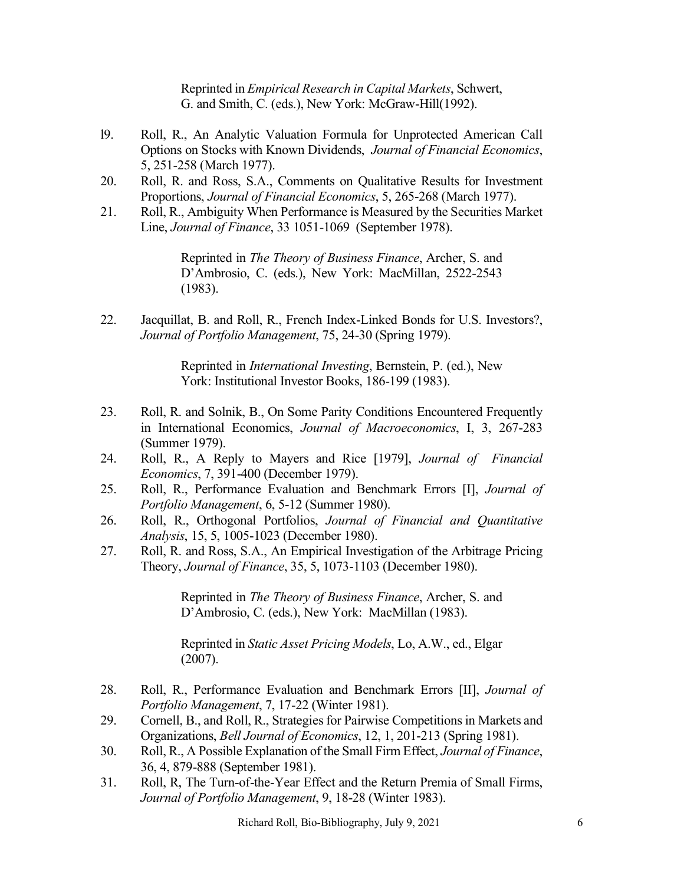Reprinted in *Empirical Research in Capital Markets*, Schwert, G. and Smith, C. (eds.), New York: McGraw-Hill(1992).

l9. Roll, R., An Analytic Valuation Formula for Unprotected American Call Options on Stocks with Known Dividends, *Journal of Financial Economics*, 5, 251-258 (March 1977).

20. Roll, R. and Ross, S.A., Comments on Qualitative Results for Investment Proportions, *Journal of Financial Economics*, 5, 265-268 (March 1977).

21. Roll, R., Ambiguity When Performance is Measured by the Securities Market Line, *Journal of Finance*, 33 1051-1069 (September 1978).

    Reprinted in *The Theory of Business Finance*, Archer, S. and D'Ambrosio, C. (eds.), New York: MacMillan, 2522-2543 (1983).

22. Jacquillat, B. and Roll, R., French Index-Linked Bonds for U.S. Investors?, *Journal of Portfolio Management*, 75, 24-30 (Spring 1979).

    Reprinted in *International Investing*, Bernstein, P. (ed.), New York: Institutional Investor Books, 186-199 (1983).

23. Roll, R. and Solnik, B., On Some Parity Conditions Encountered Frequently in International Economics, *Journal of Macroeconomics*, I, 3, 267-283 (Summer 1979).

24. Roll, R., A Reply to Mayers and Rice [1979], *Journal of Financial Economics*, 7, 391-400 (December 1979).

25. Roll, R., Performance Evaluation and Benchmark Errors [I], *Journal of Portfolio Management*, 6, 5-12 (Summer 1980).

26. Roll, R., Orthogonal Portfolios, *Journal of Financial and Quantitative Analysis*, 15, 5, 1005-1023 (December 1980).

27. Roll, R. and Ross, S.A., An Empirical Investigation of the Arbitrage Pricing Theory, *Journal of Finance*, 35, 5, 1073-1103 (December 1980).

    Reprinted in *The Theory of Business Finance*, Archer, S. and D'Ambrosio, C. (eds.), New York: MacMillan (1983).

    Reprinted in *Static Asset Pricing Models*, Lo, A.W., ed., Elgar (2007).

28. Roll, R., Performance Evaluation and Benchmark Errors [II], *Journal of Portfolio Management*, 7, 17-22 (Winter 1981).

29. Cornell, B., and Roll, R., Strategies for Pairwise Competitions in Markets and Organizations, *Bell Journal of Economics*, 12, 1, 201-213 (Spring 1981).

30. Roll, R., A Possible Explanation of the Small Firm Effect, *Journal of Finance*, 36, 4, 879-888 (September 1981).

31. Roll, R, The Turn-of-the-Year Effect and the Return Premia of Small Firms, *Journal of Portfolio Management*, 9, 18-28 (Winter 1983).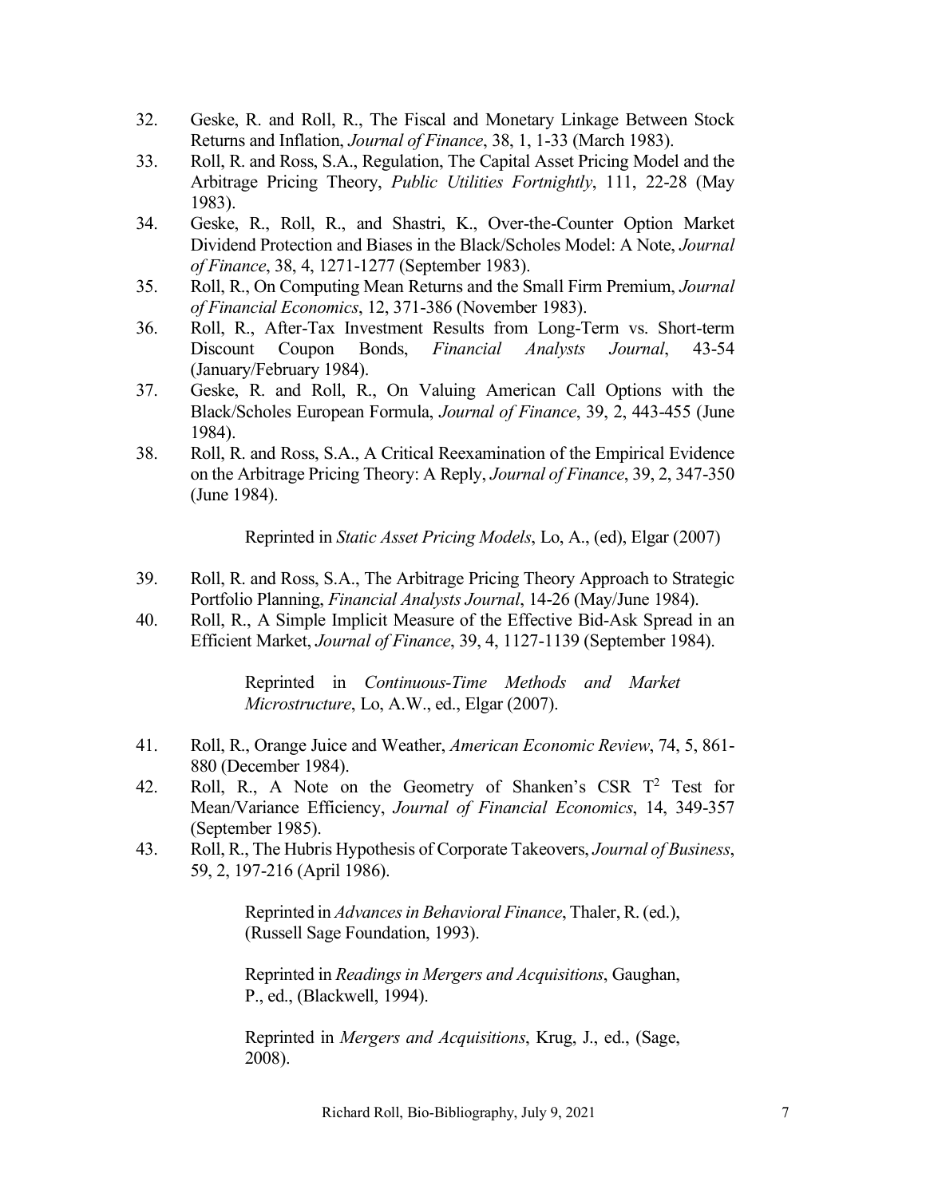32. Geske, R. and Roll, R., The Fiscal and Monetary Linkage Between Stock Returns and Inflation, *Journal of Finance*, 38, 1, 1-33 (March 1983).
33. Roll, R. and Ross, S.A., Regulation, The Capital Asset Pricing Model and the Arbitrage Pricing Theory, *Public Utilities Fortnightly*, 111, 22-28 (May 1983).
34. Geske, R., Roll, R., and Shastri, K., Over-the-Counter Option Market Dividend Protection and Biases in the Black/Scholes Model: A Note, *Journal of Finance*, 38, 4, 1271-1277 (September 1983).
35. Roll, R., On Computing Mean Returns and the Small Firm Premium, *Journal of Financial Economics*, 12, 371-386 (November 1983).
36. Roll, R., After-Tax Investment Results from Long-Term vs. Short-term Discount Coupon Bonds, *Financial Analysts Journal*, 43-54 (January/February 1984).
37. Geske, R. and Roll, R., On Valuing American Call Options with the Black/Scholes European Formula, *Journal of Finance*, 39, 2, 443-455 (June 1984).
38. Roll, R. and Ross, S.A., A Critical Reexamination of the Empirical Evidence on the Arbitrage Pricing Theory: A Reply, *Journal of Finance*, 39, 2, 347-350 (June 1984).

    Reprinted in *Static Asset Pricing Models*, Lo, A., (ed), Elgar (2007)

39. Roll, R. and Ross, S.A., The Arbitrage Pricing Theory Approach to Strategic Portfolio Planning, *Financial Analysts Journal*, 14-26 (May/June 1984).
40. Roll, R., A Simple Implicit Measure of the Effective Bid-Ask Spread in an Efficient Market, *Journal of Finance*, 39, 4, 1127-1139 (September 1984).

    Reprinted in *Continuous-Time Methods and Market Microstructure*, Lo, A.W., ed., Elgar (2007).

41. Roll, R., Orange Juice and Weather, *American Economic Review*, 74, 5, 861-880 (December 1984).
42. Roll, R., A Note on the Geometry of Shanken's CSR $T^2$ Test for Mean/Variance Efficiency, *Journal of Financial Economics*, 14, 349-357 (September 1985).
43. Roll, R., The Hubris Hypothesis of Corporate Takeovers, *Journal of Business*, 59, 2, 197-216 (April 1986).

    Reprinted in *Advances in Behavioral Finance*, Thaler, R. (ed.), (Russell Sage Foundation, 1993).

    Reprinted in *Readings in Mergers and Acquisitions*, Gaughan, P., ed., (Blackwell, 1994).

    Reprinted in *Mergers and Acquisitions*, Krug, J., ed., (Sage, 2008).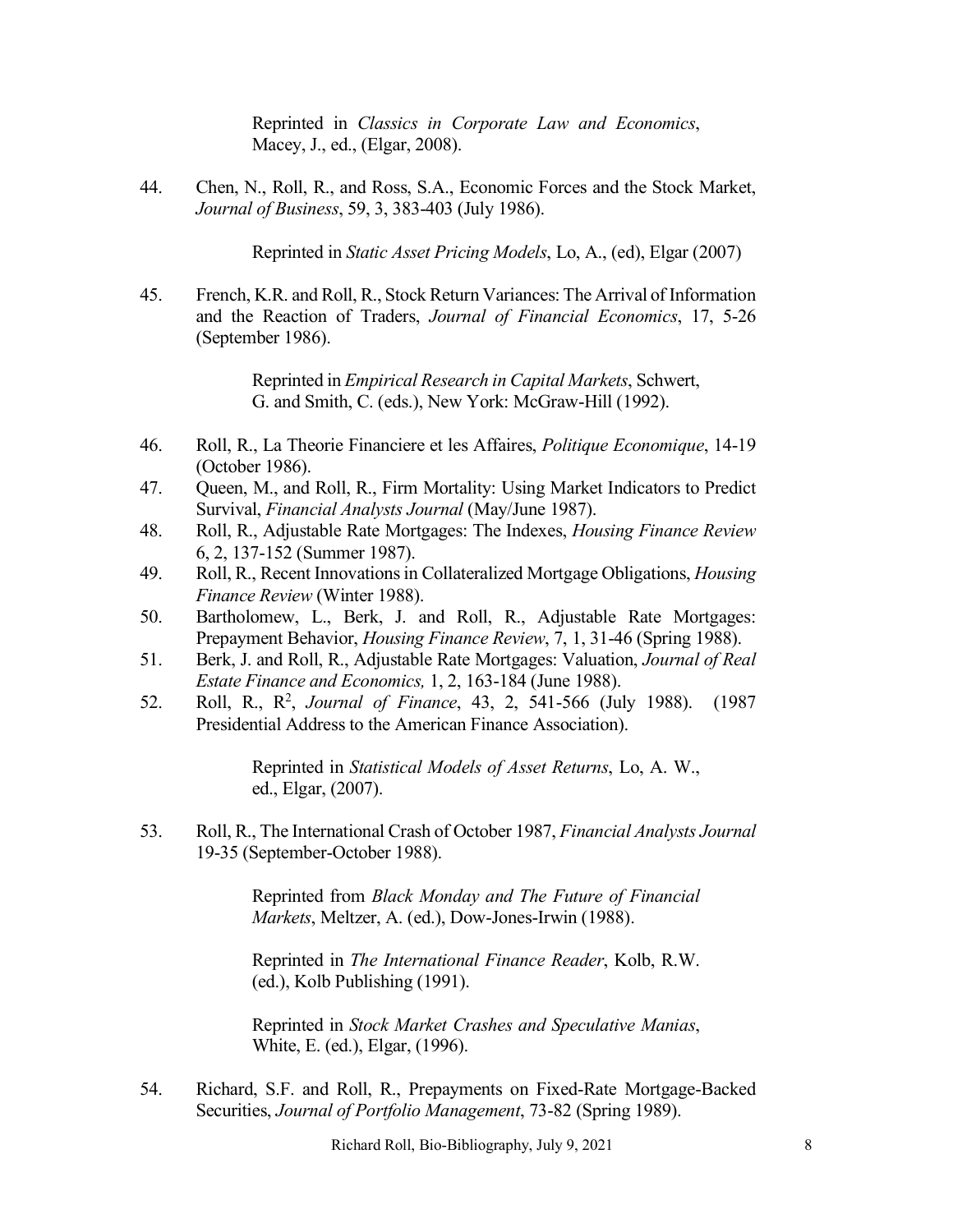Reprinted in *Classics in Corporate Law and Economics*, Macey, J., ed., (Elgar, 2008).

44. Chen, N., Roll, R., and Ross, S.A., Economic Forces and the Stock Market, *Journal of Business*, 59, 3, 383-403 (July 1986).

    Reprinted in *Static Asset Pricing Models*, Lo, A., (ed), Elgar (2007)

45. French, K.R. and Roll, R., Stock Return Variances: The Arrival of Information and the Reaction of Traders, *Journal of Financial Economics*, 17, 5-26 (September 1986).

    Reprinted in *Empirical Research in Capital Markets*, Schwert, G. and Smith, C. (eds.), New York: McGraw-Hill (1992).

46. Roll, R., La Theorie Financiere et les Affaires, *Politique Economique*, 14-19 (October 1986).
47. Queen, M., and Roll, R., Firm Mortality: Using Market Indicators to Predict Survival, *Financial Analysts Journal* (May/June 1987).
48. Roll, R., Adjustable Rate Mortgages: The Indexes, *Housing Finance Review* 6, 2, 137-152 (Summer 1987).
49. Roll, R., Recent Innovations in Collateralized Mortgage Obligations, *Housing Finance Review* (Winter 1988).
50. Bartholomew, L., Berk, J. and Roll, R., Adjustable Rate Mortgages: Prepayment Behavior, *Housing Finance Review*, 7, 1, 31-46 (Spring 1988).
51. Berk, J. and Roll, R., Adjustable Rate Mortgages: Valuation, *Journal of Real Estate Finance and Economics,* 1, 2, 163-184 (June 1988).
52. Roll, R., $R^2$, *Journal of Finance*, 43, 2, 541-566 (July 1988). (1987 Presidential Address to the American Finance Association).

    Reprinted in *Statistical Models of Asset Returns*, Lo, A. W., ed., Elgar, (2007).

53. Roll, R., The International Crash of October 1987, *Financial Analysts Journal* 19-35 (September-October 1988).

    Reprinted from *Black Monday and The Future of Financial Markets*, Meltzer, A. (ed.), Dow-Jones-Irwin (1988).

    Reprinted in *The International Finance Reader*, Kolb, R.W. (ed.), Kolb Publishing (1991).

    Reprinted in *Stock Market Crashes and Speculative Manias*, White, E. (ed.), Elgar, (1996).

54. Richard, S.F. and Roll, R., Prepayments on Fixed-Rate Mortgage-Backed Securities, *Journal of Portfolio Management*, 73-82 (Spring 1989).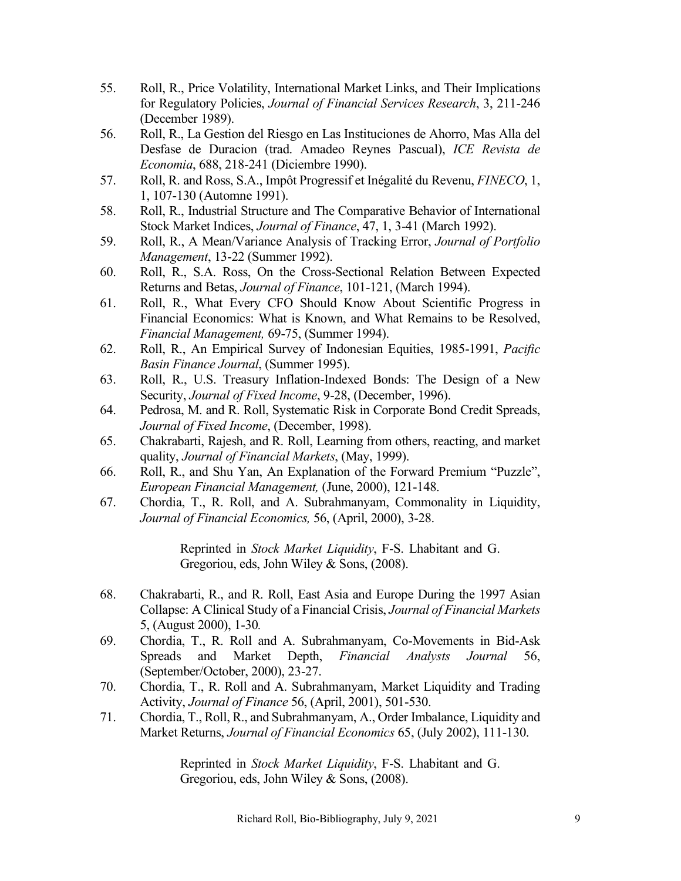55. Roll, R., Price Volatility, International Market Links, and Their Implications for Regulatory Policies, *Journal of Financial Services Research*, 3, 211-246 (December 1989).
56. Roll, R., La Gestion del Riesgo en Las Instituciones de Ahorro, Mas Alla del Desfase de Duracion (trad. Amadeo Reynes Pascual), *ICE Revista de Economia*, 688, 218-241 (Diciembre 1990).
57. Roll, R. and Ross, S.A., Impôt Progressif et Inégalité du Revenu, *FINECO*, 1, 1, 107-130 (Automne 1991).
58. Roll, R., Industrial Structure and The Comparative Behavior of International Stock Market Indices, *Journal of Finance*, 47, 1, 3-41 (March 1992).
59. Roll, R., A Mean/Variance Analysis of Tracking Error, *Journal of Portfolio Management*, 13-22 (Summer 1992).
60. Roll, R., S.A. Ross, On the Cross-Sectional Relation Between Expected Returns and Betas, *Journal of Finance*, 101-121, (March 1994).
61. Roll, R., What Every CFO Should Know About Scientific Progress in Financial Economics: What is Known, and What Remains to be Resolved, *Financial Management,* 69-75, (Summer 1994).
62. Roll, R., An Empirical Survey of Indonesian Equities, 1985-1991, *Pacific Basin Finance Journal*, (Summer 1995).
63. Roll, R., U.S. Treasury Inflation-Indexed Bonds: The Design of a New Security, *Journal of Fixed Income*, 9-28, (December, 1996).
64. Pedrosa, M. and R. Roll, Systematic Risk in Corporate Bond Credit Spreads, *Journal of Fixed Income*, (December, 1998).
65. Chakrabarti, Rajesh, and R. Roll, Learning from others, reacting, and market quality, *Journal of Financial Markets*, (May, 1999).
66. Roll, R., and Shu Yan, An Explanation of the Forward Premium "Puzzle", *European Financial Management,* (June, 2000), 121-148.
67. Chordia, T., R. Roll, and A. Subrahmanyam, Commonality in Liquidity, *Journal of Financial Economics,* 56, (April, 2000), 3-28.

    Reprinted in *Stock Market Liquidity*, F-S. Lhabitant and G. Gregoriou, eds, John Wiley & Sons, (2008).

68. Chakrabarti, R., and R. Roll, East Asia and Europe During the 1997 Asian Collapse: A Clinical Study of a Financial Crisis, *Journal of Financial Markets* 5, (August 2000), 1-30*.*
69. Chordia, T., R. Roll and A. Subrahmanyam, Co-Movements in Bid-Ask Spreads and Market Depth, *Financial Analysts Journal* 56, (September/October, 2000), 23-27.
70. Chordia, T., R. Roll and A. Subrahmanyam, Market Liquidity and Trading Activity, *Journal of Finance* 56, (April, 2001), 501-530.
71. Chordia, T., Roll, R., and Subrahmanyam, A., Order Imbalance, Liquidity and Market Returns, *Journal of Financial Economics* 65, (July 2002), 111-130.

    Reprinted in *Stock Market Liquidity*, F-S. Lhabitant and G. Gregoriou, eds, John Wiley & Sons, (2008).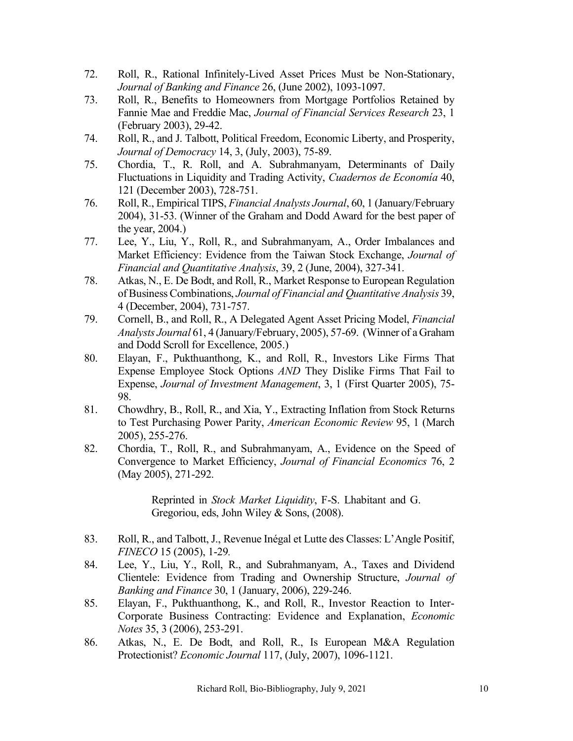72. Roll, R., Rational Infinitely-Lived Asset Prices Must be Non-Stationary, *Journal of Banking and Finance* 26, (June 2002), 1093-1097.
73. Roll, R., Benefits to Homeowners from Mortgage Portfolios Retained by Fannie Mae and Freddie Mac, *Journal of Financial Services Research* 23, 1 (February 2003), 29-42.
74. Roll, R., and J. Talbott, Political Freedom, Economic Liberty, and Prosperity, *Journal of Democracy* 14, 3, (July, 2003), 75-89.
75. Chordia, T., R. Roll, and A. Subrahmanyam, Determinants of Daily Fluctuations in Liquidity and Trading Activity, *Cuadernos de Economía* 40, 121 (December 2003), 728-751.
76. Roll, R., Empirical TIPS, *Financial Analysts Journal*, 60, 1 (January/February 2004), 31-53. (Winner of the Graham and Dodd Award for the best paper of the year, 2004.)
77. Lee, Y., Liu, Y., Roll, R., and Subrahmanyam, A., Order Imbalances and Market Efficiency: Evidence from the Taiwan Stock Exchange, *Journal of Financial and Quantitative Analysis*, 39, 2 (June, 2004), 327-341.
78. Atkas, N., E. De Bodt, and Roll, R., Market Response to European Regulation of Business Combinations, *Journal of Financial and Quantitative Analysis* 39, 4 (December, 2004), 731-757.
79. Cornell, B., and Roll, R., A Delegated Agent Asset Pricing Model, *Financial Analysts Journal* 61, 4 (January/February, 2005), 57-69. (Winner of a Graham and Dodd Scroll for Excellence, 2005.)
80. Elayan, F., Pukthuanthong, K., and Roll, R., Investors Like Firms That Expense Employee Stock Options *AND* They Dislike Firms That Fail to Expense, *Journal of Investment Management*, 3, 1 (First Quarter 2005), 75-98.
81. Chowdhry, B., Roll, R., and Xia, Y., Extracting Inflation from Stock Returns to Test Purchasing Power Parity, *American Economic Review* 95, 1 (March 2005), 255-276.
82. Chordia, T., Roll, R., and Subrahmanyam, A., Evidence on the Speed of Convergence to Market Efficiency, *Journal of Financial Economics* 76, 2 (May 2005), 271-292.

    Reprinted in *Stock Market Liquidity*, F-S. Lhabitant and G. Gregoriou, eds, John Wiley & Sons, (2008).

83. Roll, R., and Talbott, J., Revenue Inégal et Lutte des Classes: L'Angle Positif, *FINECO* 15 (2005), 1-29.
84. Lee, Y., Liu, Y., Roll, R., and Subrahmanyam, A., Taxes and Dividend Clientele: Evidence from Trading and Ownership Structure, *Journal of Banking and Finance* 30, 1 (January, 2006), 229-246.
85. Elayan, F., Pukthuanthong, K., and Roll, R., Investor Reaction to Inter-Corporate Business Contracting: Evidence and Explanation, *Economic Notes* 35, 3 (2006), 253-291.
86. Atkas, N., E. De Bodt, and Roll, R., Is European M&A Regulation Protectionist? *Economic Journal* 117, (July, 2007), 1096-1121.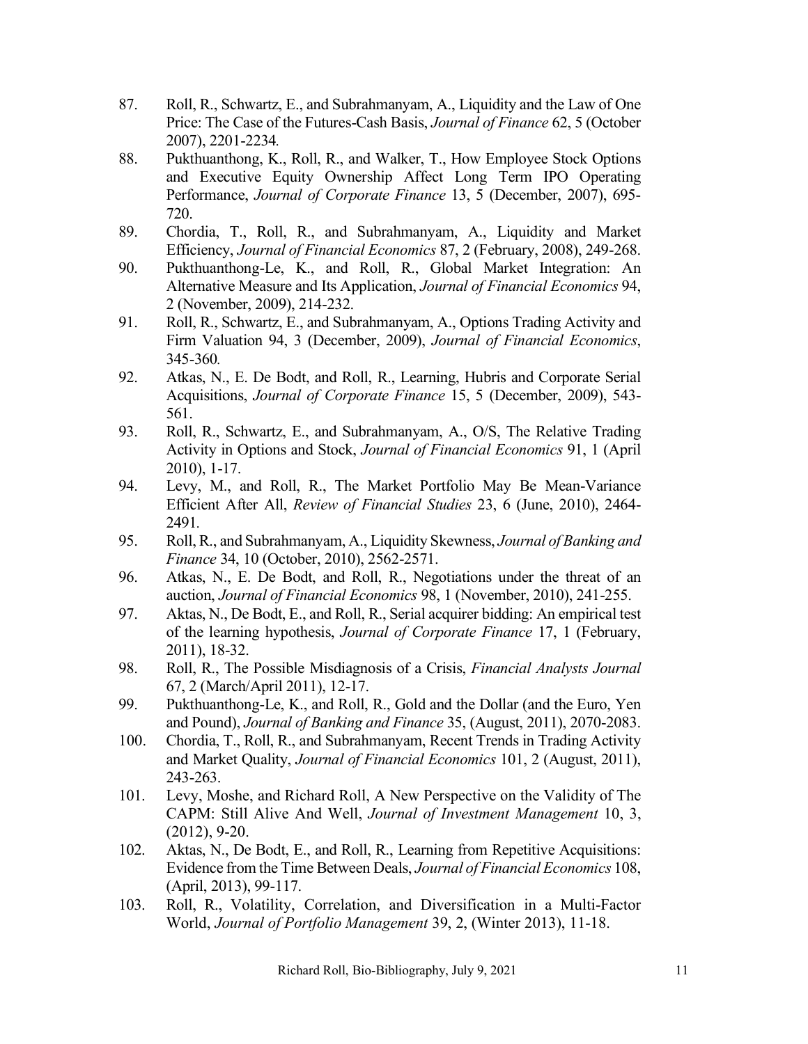87. Roll, R., Schwartz, E., and Subrahmanyam, A., Liquidity and the Law of One Price: The Case of the Futures-Cash Basis, *Journal of Finance* 62, 5 (October 2007), 2201-2234.
88. Pukthuanthong, K., Roll, R., and Walker, T., How Employee Stock Options and Executive Equity Ownership Affect Long Term IPO Operating Performance, *Journal of Corporate Finance* 13, 5 (December, 2007), 695-720.
89. Chordia, T., Roll, R., and Subrahmanyam, A., Liquidity and Market Efficiency, *Journal of Financial Economics* 87, 2 (February, 2008), 249-268.
90. Pukthuanthong-Le, K., and Roll, R., Global Market Integration: An Alternative Measure and Its Application, *Journal of Financial Economics* 94, 2 (November, 2009), 214-232.
91. Roll, R., Schwartz, E., and Subrahmanyam, A., Options Trading Activity and Firm Valuation 94, 3 (December, 2009), *Journal of Financial Economics*, 345-360.
92. Atkas, N., E. De Bodt, and Roll, R., Learning, Hubris and Corporate Serial Acquisitions, *Journal of Corporate Finance* 15, 5 (December, 2009), 543-561.
93. Roll, R., Schwartz, E., and Subrahmanyam, A., O/S, The Relative Trading Activity in Options and Stock, *Journal of Financial Economics* 91, 1 (April 2010), 1-17.
94. Levy, M., and Roll, R., The Market Portfolio May Be Mean-Variance Efficient After All, *Review of Financial Studies* 23, 6 (June, 2010), 2464-2491.
95. Roll, R., and Subrahmanyam, A., Liquidity Skewness, *Journal of Banking and Finance* 34, 10 (October, 2010), 2562-2571.
96. Atkas, N., E. De Bodt, and Roll, R., Negotiations under the threat of an auction, *Journal of Financial Economics* 98, 1 (November, 2010), 241-255.
97. Aktas, N., De Bodt, E., and Roll, R., Serial acquirer bidding: An empirical test of the learning hypothesis, *Journal of Corporate Finance* 17, 1 (February, 2011), 18-32.
98. Roll, R., The Possible Misdiagnosis of a Crisis, *Financial Analysts Journal* 67, 2 (March/April 2011), 12-17.
99. Pukthuanthong-Le, K., and Roll, R., Gold and the Dollar (and the Euro, Yen and Pound), *Journal of Banking and Finance* 35, (August, 2011), 2070-2083.
100. Chordia, T., Roll, R., and Subrahmanyam, Recent Trends in Trading Activity and Market Quality, *Journal of Financial Economics* 101, 2 (August, 2011), 243-263.
101. Levy, Moshe, and Richard Roll, A New Perspective on the Validity of The CAPM: Still Alive And Well, *Journal of Investment Management* 10, 3, (2012), 9-20.
102. Aktas, N., De Bodt, E., and Roll, R., Learning from Repetitive Acquisitions: Evidence from the Time Between Deals, *Journal of Financial Economics* 108, (April, 2013), 99-117.
103. Roll, R., Volatility, Correlation, and Diversification in a Multi-Factor World, *Journal of Portfolio Management* 39, 2, (Winter 2013), 11-18.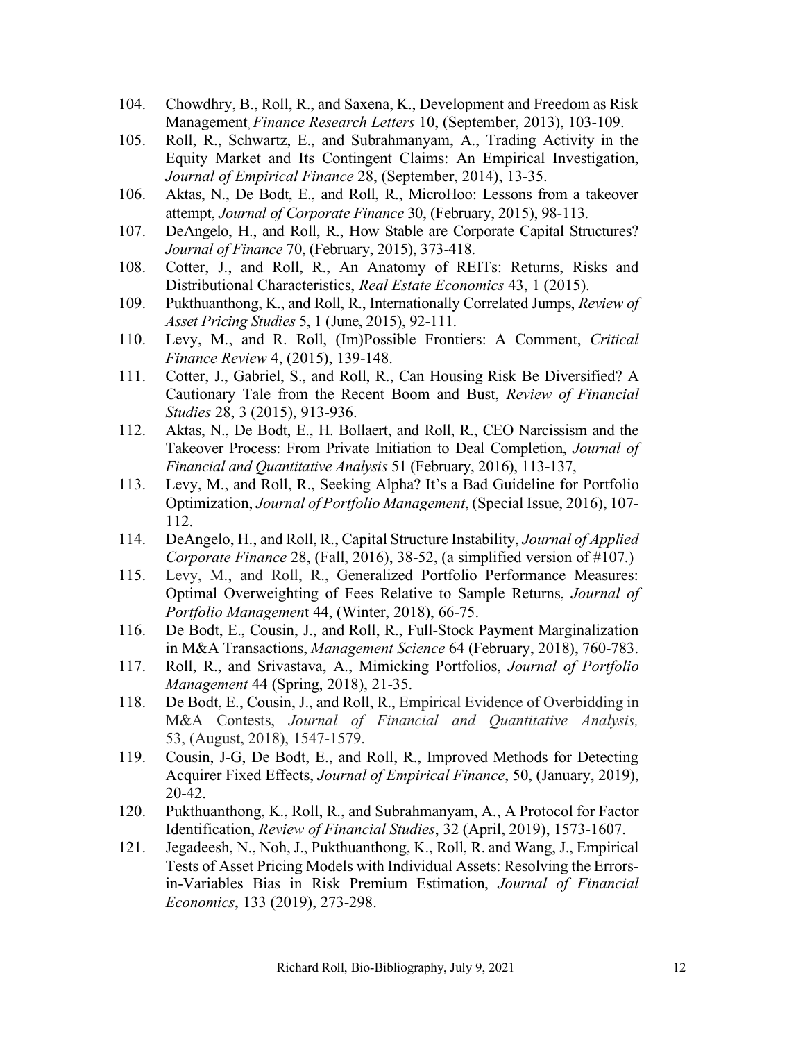104. Chowdhry, B., Roll, R., and Saxena, K., Development and Freedom as Risk Management, *Finance Research Letters* 10, (September, 2013), 103-109.
105. Roll, R., Schwartz, E., and Subrahmanyam, A., Trading Activity in the Equity Market and Its Contingent Claims: An Empirical Investigation, *Journal of Empirical Finance* 28, (September, 2014), 13-35.
106. Aktas, N., De Bodt, E., and Roll, R., MicroHoo: Lessons from a takeover attempt, *Journal of Corporate Finance* 30, (February, 2015), 98-113.
107. DeAngelo, H., and Roll, R., How Stable are Corporate Capital Structures? *Journal of Finance* 70, (February, 2015), 373-418.
108. Cotter, J., and Roll, R., An Anatomy of REITs: Returns, Risks and Distributional Characteristics, *Real Estate Economics* 43, 1 (2015).
109. Pukthuanthong, K., and Roll, R., Internationally Correlated Jumps, *Review of Asset Pricing Studies* 5, 1 (June, 2015), 92-111.
110. Levy, M., and R. Roll, (Im)Possible Frontiers: A Comment, *Critical Finance Review* 4, (2015), 139-148.
111. Cotter, J., Gabriel, S., and Roll, R., Can Housing Risk Be Diversified? A Cautionary Tale from the Recent Boom and Bust, *Review of Financial Studies* 28, 3 (2015), 913-936.
112. Aktas, N., De Bodt, E., H. Bollaert, and Roll, R., CEO Narcissism and the Takeover Process: From Private Initiation to Deal Completion, *Journal of Financial and Quantitative Analysis* 51 (February, 2016), 113-137,
113. Levy, M., and Roll, R., Seeking Alpha? It's a Bad Guideline for Portfolio Optimization, *Journal of Portfolio Management*, (Special Issue, 2016), 107-112.
114. DeAngelo, H., and Roll, R., Capital Structure Instability, *Journal of Applied Corporate Finance* 28, (Fall, 2016), 38-52, (a simplified version of #107.)
115. Levy, M., and Roll, R., Generalized Portfolio Performance Measures: Optimal Overweighting of Fees Relative to Sample Returns, *Journal of Portfolio Management* 44, (Winter, 2018), 66-75.
116. De Bodt, E., Cousin, J., and Roll, R., Full-Stock Payment Marginalization in M&A Transactions, *Management Science* 64 (February, 2018), 760-783.
117. Roll, R., and Srivastava, A., Mimicking Portfolios, *Journal of Portfolio Management* 44 (Spring, 2018), 21-35.
118. De Bodt, E., Cousin, J., and Roll, R., Empirical Evidence of Overbidding in M&A Contests, *Journal of Financial and Quantitative Analysis,* 53, (August, 2018), 1547-1579.
119. Cousin, J-G, De Bodt, E., and Roll, R., Improved Methods for Detecting Acquirer Fixed Effects, *Journal of Empirical Finance*, 50, (January, 2019), 20-42.
120. Pukthuanthong, K., Roll, R., and Subrahmanyam, A., A Protocol for Factor Identification, *Review of Financial Studies*, 32 (April, 2019), 1573-1607.
121. Jegadeesh, N., Noh, J., Pukthuanthong, K., Roll, R. and Wang, J., Empirical Tests of Asset Pricing Models with Individual Assets: Resolving the Errors-in-Variables Bias in Risk Premium Estimation, *Journal of Financial Economics*, 133 (2019), 273-298.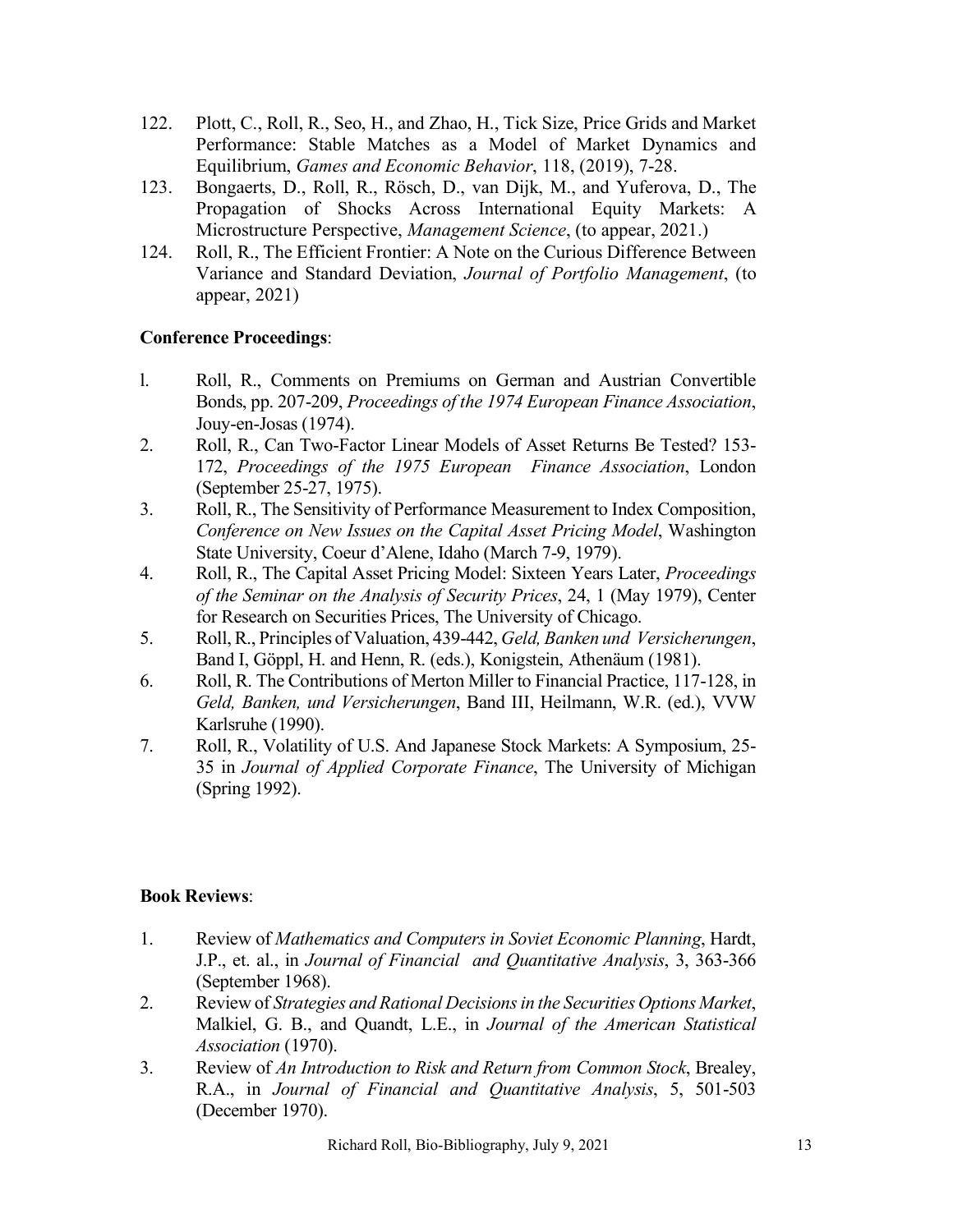122. Plott, C., Roll, R., Seo, H., and Zhao, H., Tick Size, Price Grids and Market Performance: Stable Matches as a Model of Market Dynamics and Equilibrium, *Games and Economic Behavior*, 118, (2019), 7-28.
123. Bongaerts, D., Roll, R., Rösch, D., van Dijk, M., and Yuferova, D., The Propagation of Shocks Across International Equity Markets: A Microstructure Perspective, *Management Science*, (to appear, 2021.)
124. Roll, R., The Efficient Frontier: A Note on the Curious Difference Between Variance and Standard Deviation, *Journal of Portfolio Management*, (to appear, 2021)

**Conference Proceedings**:

l. Roll, R., Comments on Premiums on German and Austrian Convertible Bonds, pp. 207-209, *Proceedings of the 1974 European Finance Association*, Jouy-en-Josas (1974).
2. Roll, R., Can Two-Factor Linear Models of Asset Returns Be Tested? 153-172, *Proceedings of the 1975 European Finance Association*, London (September 25-27, 1975).
3. Roll, R., The Sensitivity of Performance Measurement to Index Composition, *Conference on New Issues on the Capital Asset Pricing Model*, Washington State University, Coeur d'Alene, Idaho (March 7-9, 1979).
4. Roll, R., The Capital Asset Pricing Model: Sixteen Years Later, *Proceedings of the Seminar on the Analysis of Security Prices*, 24, 1 (May 1979), Center for Research on Securities Prices, The University of Chicago.
5. Roll, R., Principles of Valuation, 439-442, *Geld, Banken und Versicherungen*, Band I, Göppl, H. and Henn, R. (eds.), Konigstein, Athenäum (1981).
6. Roll, R. The Contributions of Merton Miller to Financial Practice, 117-128, in *Geld, Banken, und Versicherungen*, Band III, Heilmann, W.R. (ed.), VVW Karlsruhe (1990).
7. Roll, R., Volatility of U.S. And Japanese Stock Markets: A Symposium, 25-35 in *Journal of Applied Corporate Finance*, The University of Michigan (Spring 1992).

**Book Reviews**:

1. Review of *Mathematics and Computers in Soviet Economic Planning*, Hardt, J.P., et. al., in *Journal of Financial and Quantitative Analysis*, 3, 363-366 (September 1968).
2. Review of *Strategies and Rational Decisions in the Securities Options Market*, Malkiel, G. B., and Quandt, L.E., in *Journal of the American Statistical Association* (1970).
3. Review of *An Introduction to Risk and Return from Common Stock*, Brealey, R.A., in *Journal of Financial and Quantitative Analysis*, 5, 501-503 (December 1970).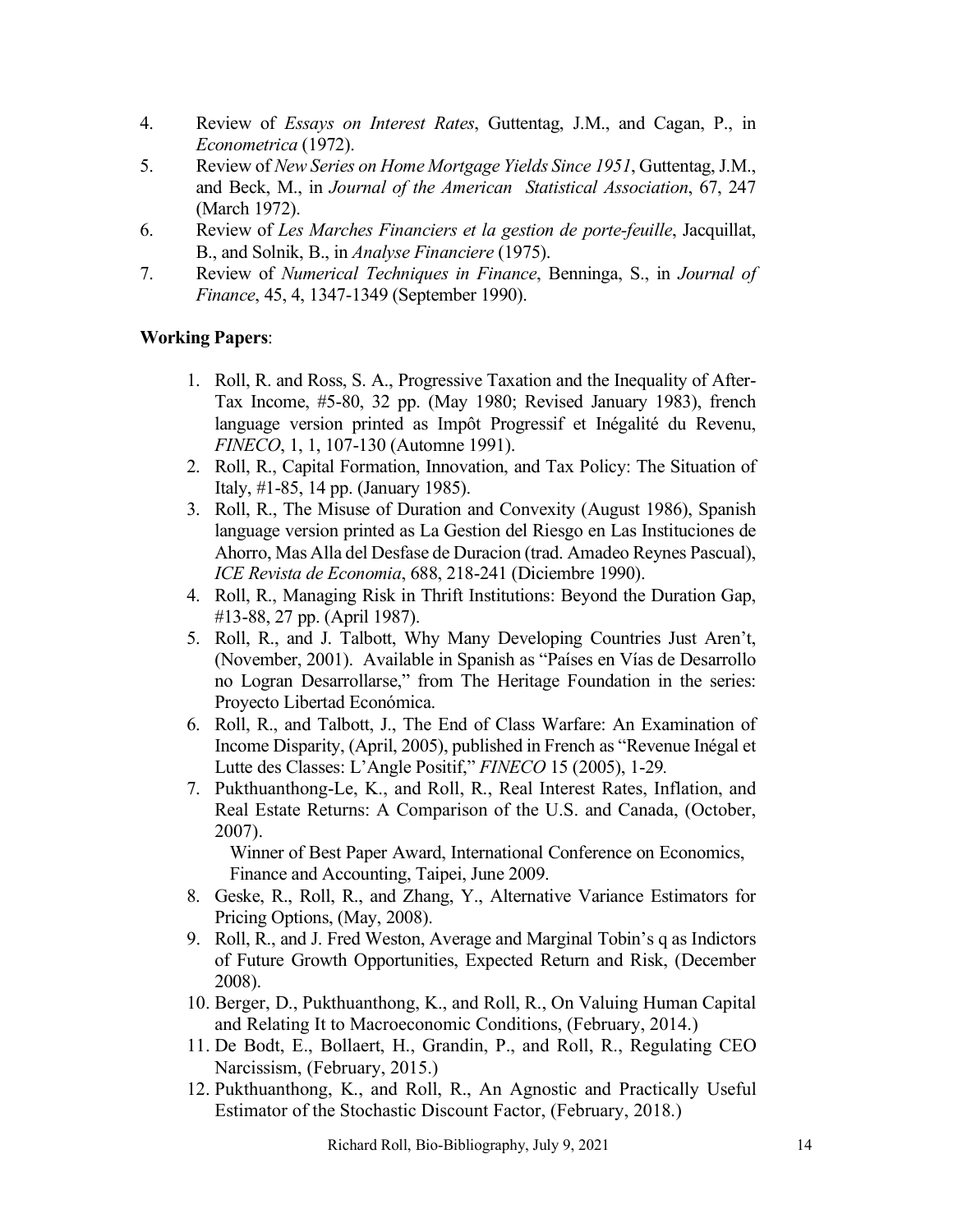4. Review of *Essays on Interest Rates*, Guttentag, J.M., and Cagan, P., in *Econometrica* (1972).
5. Review of *New Series on Home Mortgage Yields Since 1951*, Guttentag, J.M., and Beck, M., in *Journal of the American Statistical Association*, 67, 247 (March 1972).
6. Review of *Les Marches Financiers et la gestion de porte-feuille*, Jacquillat, B., and Solnik, B., in *Analyse Financiere* (1975).
7. Review of *Numerical Techniques in Finance*, Benninga, S., in *Journal of Finance*, 45, 4, 1347-1349 (September 1990).

**Working Papers**:

1. Roll, R. and Ross, S. A., Progressive Taxation and the Inequality of After-Tax Income, #5-80, 32 pp. (May 1980; Revised January 1983), french language version printed as Impôt Progressif et Inégalité du Revenu, *FINECO*, 1, 1, 107-130 (Automne 1991).
2. Roll, R., Capital Formation, Innovation, and Tax Policy: The Situation of Italy, #1-85, 14 pp. (January 1985).
3. Roll, R., The Misuse of Duration and Convexity (August 1986), Spanish language version printed as La Gestion del Riesgo en Las Instituciones de Ahorro, Mas Alla del Desfase de Duracion (trad. Amadeo Reynes Pascual), *ICE Revista de Economia*, 688, 218-241 (Diciembre 1990).
4. Roll, R., Managing Risk in Thrift Institutions: Beyond the Duration Gap, #13-88, 27 pp. (April 1987).
5. Roll, R., and J. Talbott, Why Many Developing Countries Just Aren't, (November, 2001). Available in Spanish as "Países en Vías de Desarrollo no Logran Desarrollarse," from The Heritage Foundation in the series: Proyecto Libertad Económica.
6. Roll, R., and Talbott, J., The End of Class Warfare: An Examination of Income Disparity, (April, 2005), published in French as "Revenue Inégal et Lutte des Classes: L'Angle Positif," *FINECO* 15 (2005), 1-29.
7. Pukthuanthong-Le, K., and Roll, R., Real Interest Rates, Inflation, and Real Estate Returns: A Comparison of the U.S. and Canada, (October, 2007).
   Winner of Best Paper Award, International Conference on Economics, Finance and Accounting, Taipei, June 2009.
8. Geske, R., Roll, R., and Zhang, Y., Alternative Variance Estimators for Pricing Options, (May, 2008).
9. Roll, R., and J. Fred Weston, Average and Marginal Tobin's q as Indictors of Future Growth Opportunities, Expected Return and Risk, (December 2008).
10. Berger, D., Pukthuanthong, K., and Roll, R., On Valuing Human Capital and Relating It to Macroeconomic Conditions, (February, 2014.)
11. De Bodt, E., Bollaert, H., Grandin, P., and Roll, R., Regulating CEO Narcissism, (February, 2015.)
12. Pukthuanthong, K., and Roll, R., An Agnostic and Practically Useful Estimator of the Stochastic Discount Factor, (February, 2018.)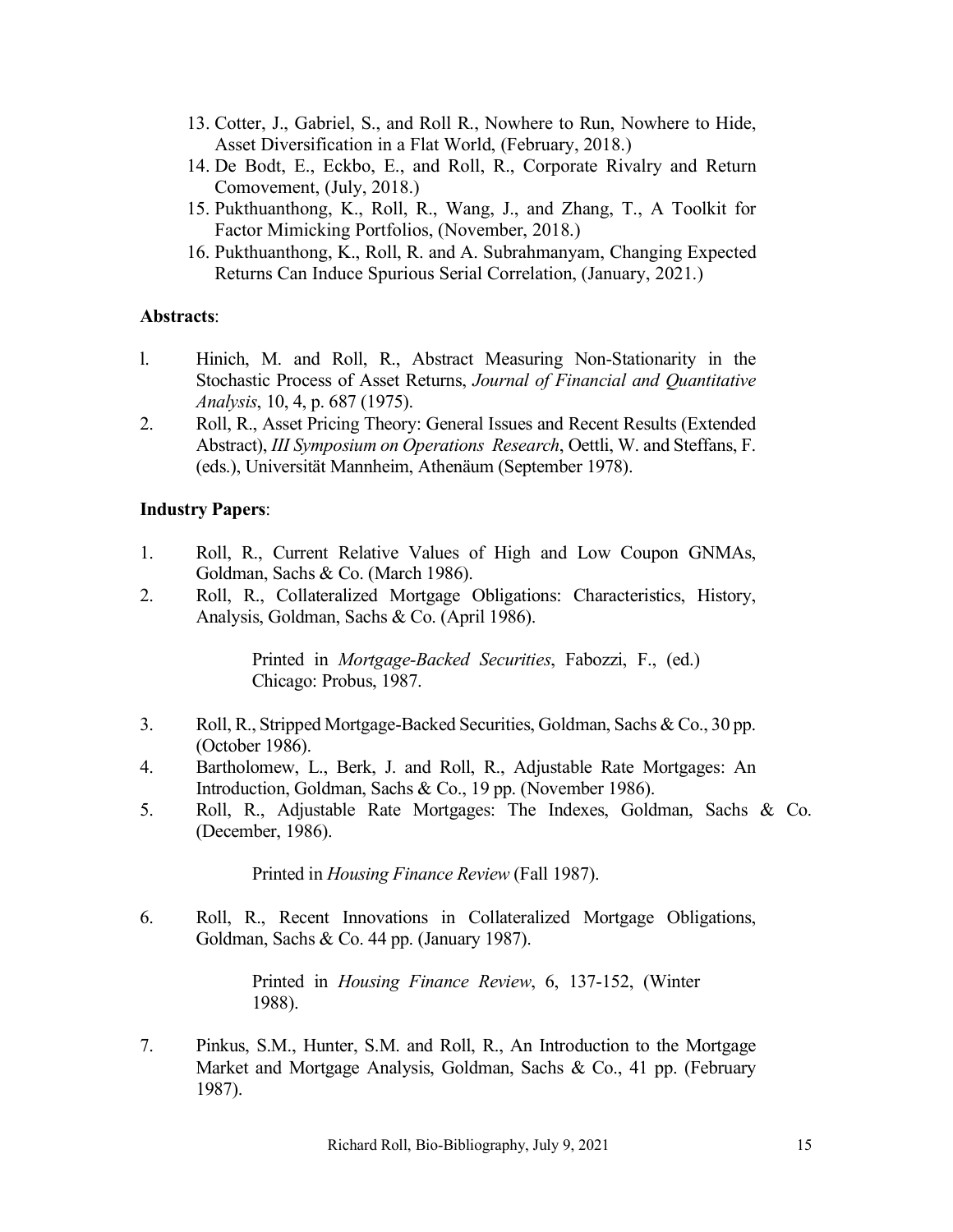13. Cotter, J., Gabriel, S., and Roll R., Nowhere to Run, Nowhere to Hide, Asset Diversification in a Flat World, (February, 2018.)
14. De Bodt, E., Eckbo, E., and Roll, R., Corporate Rivalry and Return Comovement, (July, 2018.)
15. Pukthuanthong, K., Roll, R., Wang, J., and Zhang, T., A Toolkit for Factor Mimicking Portfolios, (November, 2018.)
16. Pukthuanthong, K., Roll, R. and A. Subrahmanyam, Changing Expected Returns Can Induce Spurious Serial Correlation, (January, 2021.)

**Abstracts**:

1. Hinich, M. and Roll, R., Abstract Measuring Non-Stationarity in the Stochastic Process of Asset Returns, *Journal of Financial and Quantitative Analysis*, 10, 4, p. 687 (1975).
2. Roll, R., Asset Pricing Theory: General Issues and Recent Results (Extended Abstract), *III Symposium on Operations Research*, Oettli, W. and Steffans, F. (eds.), Universität Mannheim, Athenäum (September 1978).

**Industry Papers**:

1. Roll, R., Current Relative Values of High and Low Coupon GNMAs, Goldman, Sachs & Co. (March 1986).
2. Roll, R., Collateralized Mortgage Obligations: Characteristics, History, Analysis, Goldman, Sachs & Co. (April 1986).

   Printed in *Mortgage-Backed Securities*, Fabozzi, F., (ed.) Chicago: Probus, 1987.

3. Roll, R., Stripped Mortgage-Backed Securities, Goldman, Sachs & Co., 30 pp. (October 1986).
4. Bartholomew, L., Berk, J. and Roll, R., Adjustable Rate Mortgages: An Introduction, Goldman, Sachs & Co., 19 pp. (November 1986).
5. Roll, R., Adjustable Rate Mortgages: The Indexes, Goldman, Sachs & Co. (December, 1986).

   Printed in *Housing Finance Review* (Fall 1987).

6. Roll, R., Recent Innovations in Collateralized Mortgage Obligations, Goldman, Sachs & Co. 44 pp. (January 1987).

   Printed in *Housing Finance Review*, 6, 137-152, (Winter 1988).

7. Pinkus, S.M., Hunter, S.M. and Roll, R., An Introduction to the Mortgage Market and Mortgage Analysis, Goldman, Sachs & Co., 41 pp. (February 1987).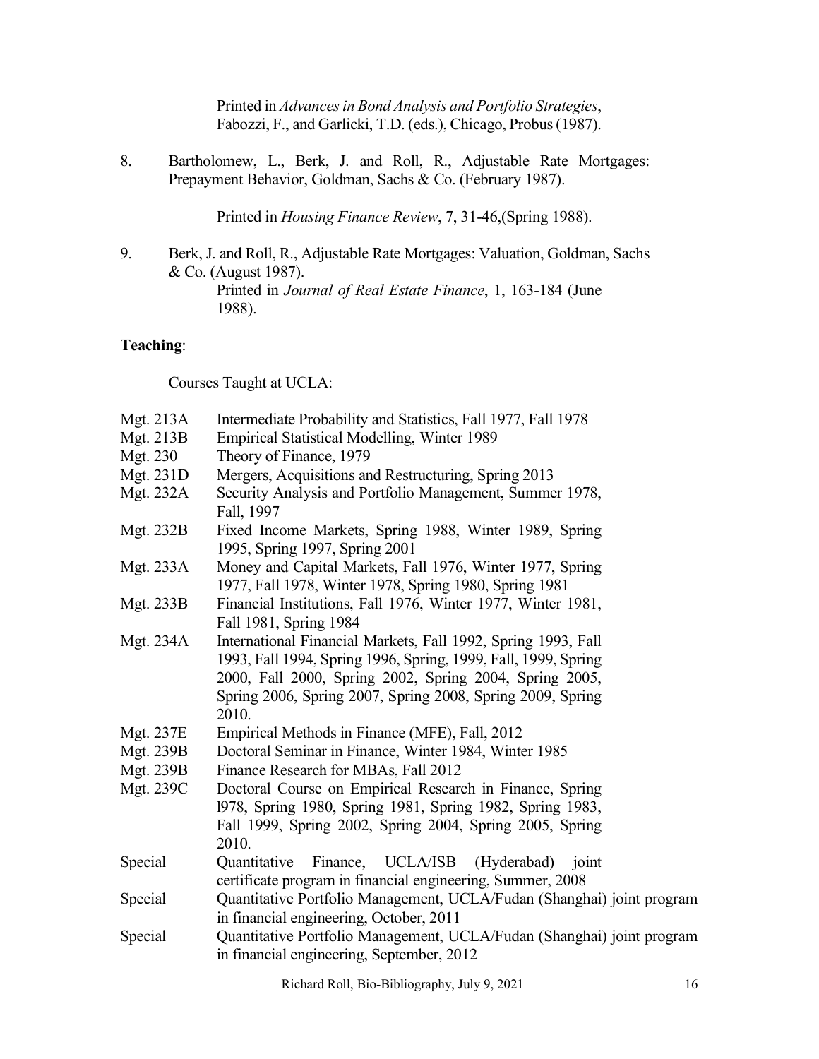Printed in *Advances in Bond Analysis and Portfolio Strategies*, Fabozzi, F., and Garlicki, T.D. (eds.), Chicago, Probus (1987).

8. Bartholomew, L., Berk, J. and Roll, R., Adjustable Rate Mortgages: Prepayment Behavior, Goldman, Sachs & Co. (February 1987).

   Printed in *Housing Finance Review*, 7, 31-46,(Spring 1988).

9. Berk, J. and Roll, R., Adjustable Rate Mortgages: Valuation, Goldman, Sachs & Co. (August 1987).

   Printed in *Journal of Real Estate Finance*, 1, 163-184 (June 1988).

**Teaching**:

Courses Taught at UCLA:

| | |
|---|---|
| Mgt. 213A | Intermediate Probability and Statistics, Fall 1977, Fall 1978 |
| Mgt. 213B | Empirical Statistical Modelling, Winter 1989 |
| Mgt. 230 | Theory of Finance, 1979 |
| Mgt. 231D | Mergers, Acquisitions and Restructuring, Spring 2013 |
| Mgt. 232A | Security Analysis and Portfolio Management, Summer 1978, Fall, 1997 |
| Mgt. 232B | Fixed Income Markets, Spring 1988, Winter 1989, Spring 1995, Spring 1997, Spring 2001 |
| Mgt. 233A | Money and Capital Markets, Fall 1976, Winter 1977, Spring 1977, Fall 1978, Winter 1978, Spring 1980, Spring 1981 |
| Mgt. 233B | Financial Institutions, Fall 1976, Winter 1977, Winter 1981, Fall 1981, Spring 1984 |
| Mgt. 234A | International Financial Markets, Fall 1992, Spring 1993, Fall 1993, Fall 1994, Spring 1996, Spring, 1999, Fall, 1999, Spring 2000, Fall 2000, Spring 2002, Spring 2004, Spring 2005, Spring 2006, Spring 2007, Spring 2008, Spring 2009, Spring 2010. |
| Mgt. 237E | Empirical Methods in Finance (MFE), Fall, 2012 |
| Mgt. 239B | Doctoral Seminar in Finance, Winter 1984, Winter 1985 |
| Mgt. 239B | Finance Research for MBAs, Fall 2012 |
| Mgt. 239C | Doctoral Course on Empirical Research in Finance, Spring l978, Spring 1980, Spring 1981, Spring 1982, Spring 1983, Fall 1999, Spring 2002, Spring 2004, Spring 2005, Spring 2010. |
| Special | Quantitative Finance, UCLA/ISB (Hyderabad) joint certificate program in financial engineering, Summer, 2008 |
| Special | Quantitative Portfolio Management, UCLA/Fudan (Shanghai) joint program in financial engineering, October, 2011 |
| Special | Quantitative Portfolio Management, UCLA/Fudan (Shanghai) joint program in financial engineering, September, 2012 |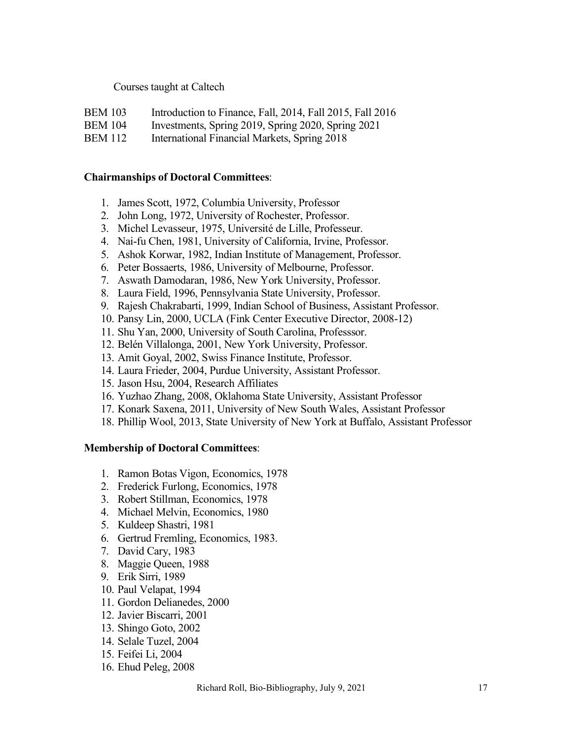Courses taught at Caltech

| | |
|---|---|
| BEM 103 | Introduction to Finance, Fall, 2014, Fall 2015, Fall 2016 |
| BEM 104 | Investments, Spring 2019, Spring 2020, Spring 2021 |
| BEM 112 | International Financial Markets, Spring 2018 |

**Chairmanships of Doctoral Committees**:

1. James Scott, 1972, Columbia University, Professor
2. John Long, 1972, University of Rochester, Professor.
3. Michel Levasseur, 1975, Université de Lille, Professeur.
4. Nai-fu Chen, 1981, University of California, Irvine, Professor.
5. Ashok Korwar, 1982, Indian Institute of Management, Professor.
6. Peter Bossaerts, 1986, University of Melbourne, Professor.
7. Aswath Damodaran, 1986, New York University, Professor.
8. Laura Field, 1996, Pennsylvania State University, Professor.
9. Rajesh Chakrabarti, 1999, Indian School of Business, Assistant Professor.
10. Pansy Lin, 2000, UCLA (Fink Center Executive Director, 2008-12)
11. Shu Yan, 2000, University of South Carolina, Professsor.
12. Belén Villalonga, 2001, New York University, Professor.
13. Amit Goyal, 2002, Swiss Finance Institute, Professor.
14. Laura Frieder, 2004, Purdue University, Assistant Professor.
15. Jason Hsu, 2004, Research Affiliates
16. Yuzhao Zhang, 2008, Oklahoma State University, Assistant Professor
17. Konark Saxena, 2011, University of New South Wales, Assistant Professor
18. Phillip Wool, 2013, State University of New York at Buffalo, Assistant Professor

**Membership of Doctoral Committees**:

1. Ramon Botas Vigon, Economics, 1978
2. Frederick Furlong, Economics, 1978
3. Robert Stillman, Economics, 1978
4. Michael Melvin, Economics, 1980
5. Kuldeep Shastri, 1981
6. Gertrud Fremling, Economics, 1983.
7. David Cary, 1983
8. Maggie Queen, 1988
9. Erik Sirri, 1989
10. Paul Velapat, 1994
11. Gordon Delianedes, 2000
12. Javier Biscarri, 2001
13. Shingo Goto, 2002
14. Selale Tuzel, 2004
15. Feifei Li, 2004
16. Ehud Peleg, 2008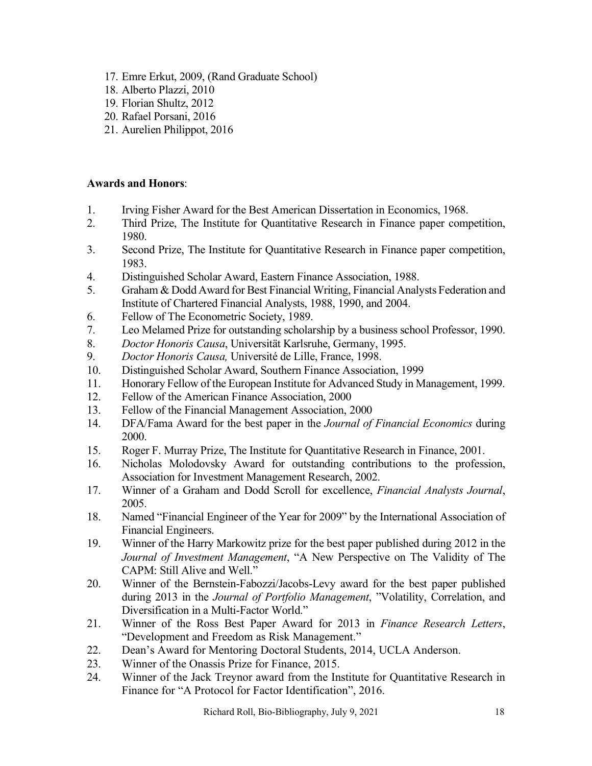17. Emre Erkut, 2009, (Rand Graduate School)
18. Alberto Plazzi, 2010
19. Florian Shultz, 2012
20. Rafael Porsani, 2016
21. Aurelien Philippot, 2016

**Awards and Honors**:

1. Irving Fisher Award for the Best American Dissertation in Economics, 1968.
2. Third Prize, The Institute for Quantitative Research in Finance paper competition, 1980.
3. Second Prize, The Institute for Quantitative Research in Finance paper competition, 1983.
4. Distinguished Scholar Award, Eastern Finance Association, 1988.
5. Graham & Dodd Award for Best Financial Writing, Financial Analysts Federation and Institute of Chartered Financial Analysts, 1988, 1990, and 2004.
6. Fellow of The Econometric Society, 1989.
7. Leo Melamed Prize for outstanding scholarship by a business school Professor, 1990.
8. *Doctor Honoris Causa*, Universität Karlsruhe, Germany, 1995.
9. *Doctor Honoris Causa,* Université de Lille, France, 1998.
10. Distinguished Scholar Award, Southern Finance Association, 1999
11. Honorary Fellow of the European Institute for Advanced Study in Management, 1999.
12. Fellow of the American Finance Association, 2000
13. Fellow of the Financial Management Association, 2000
14. DFA/Fama Award for the best paper in the *Journal of Financial Economics* during 2000.
15. Roger F. Murray Prize, The Institute for Quantitative Research in Finance, 2001.
16. Nicholas Molodovsky Award for outstanding contributions to the profession, Association for Investment Management Research, 2002.
17. Winner of a Graham and Dodd Scroll for excellence, *Financial Analysts Journal*, 2005.
18. Named "Financial Engineer of the Year for 2009" by the International Association of Financial Engineers.
19. Winner of the Harry Markowitz prize for the best paper published during 2012 in the *Journal of Investment Management*, "A New Perspective on The Validity of The CAPM: Still Alive and Well."
20. Winner of the Bernstein-Fabozzi/Jacobs-Levy award for the best paper published during 2013 in the *Journal of Portfolio Management*, "Volatility, Correlation, and Diversification in a Multi-Factor World."
21. Winner of the Ross Best Paper Award for 2013 in *Finance Research Letters*, "Development and Freedom as Risk Management."
22. Dean's Award for Mentoring Doctoral Students, 2014, UCLA Anderson.
23. Winner of the Onassis Prize for Finance, 2015.
24. Winner of the Jack Treynor award from the Institute for Quantitative Research in Finance for "A Protocol for Factor Identification", 2016.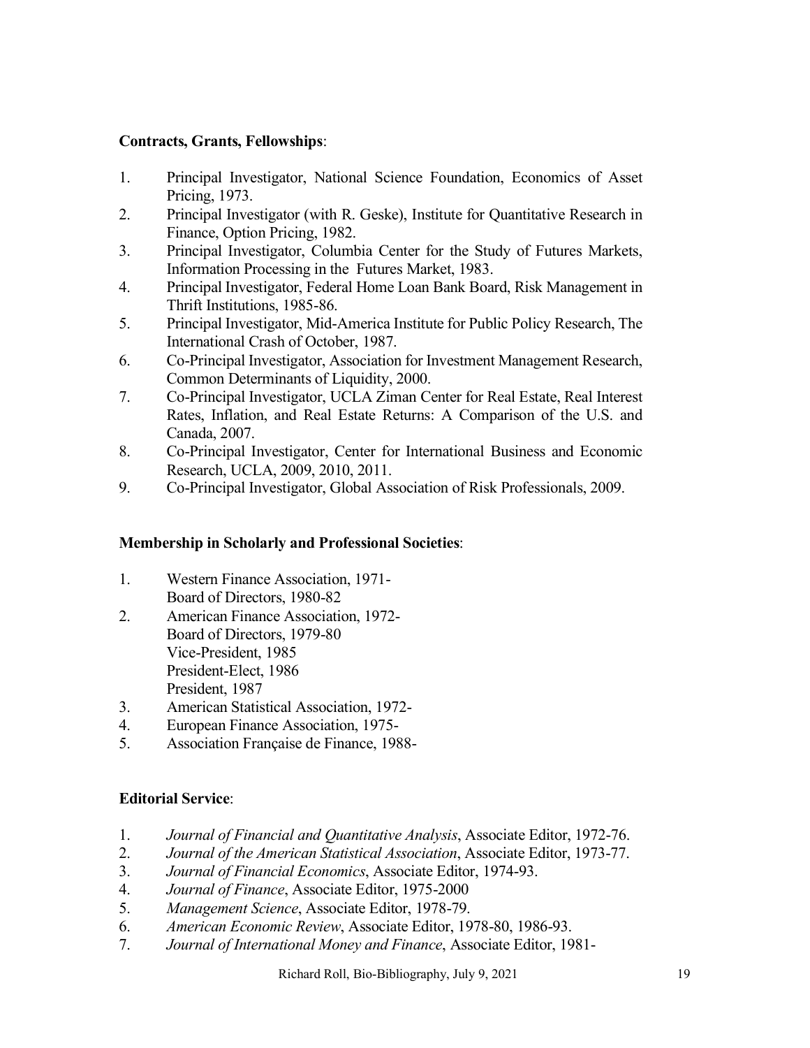**Contracts, Grants, Fellowships**:

1. Principal Investigator, National Science Foundation, Economics of Asset Pricing, 1973.
2. Principal Investigator (with R. Geske), Institute for Quantitative Research in Finance, Option Pricing, 1982.
3. Principal Investigator, Columbia Center for the Study of Futures Markets, Information Processing in the Futures Market, 1983.
4. Principal Investigator, Federal Home Loan Bank Board, Risk Management in Thrift Institutions, 1985-86.
5. Principal Investigator, Mid-America Institute for Public Policy Research, The International Crash of October, 1987.
6. Co-Principal Investigator, Association for Investment Management Research, Common Determinants of Liquidity, 2000.
7. Co-Principal Investigator, UCLA Ziman Center for Real Estate, Real Interest Rates, Inflation, and Real Estate Returns: A Comparison of the U.S. and Canada, 2007.
8. Co-Principal Investigator, Center for International Business and Economic Research, UCLA, 2009, 2010, 2011.
9. Co-Principal Investigator, Global Association of Risk Professionals, 2009.

**Membership in Scholarly and Professional Societies**:

1. Western Finance Association, 1971-
   Board of Directors, 1980-82
2. American Finance Association, 1972-
   Board of Directors, 1979-80
   Vice-President, 1985
   President-Elect, 1986
   President, 1987
3. American Statistical Association, 1972-
4. European Finance Association, 1975-
5. Association Française de Finance, 1988-

**Editorial Service**:

1. *Journal of Financial and Quantitative Analysis*, Associate Editor, 1972-76.
2. *Journal of the American Statistical Association*, Associate Editor, 1973-77.
3. *Journal of Financial Economics*, Associate Editor, 1974-93.
4. *Journal of Finance*, Associate Editor, 1975-2000
5. *Management Science*, Associate Editor, 1978-79.
6. *American Economic Review*, Associate Editor, 1978-80, 1986-93.
7. *Journal of International Money and Finance*, Associate Editor, 1981-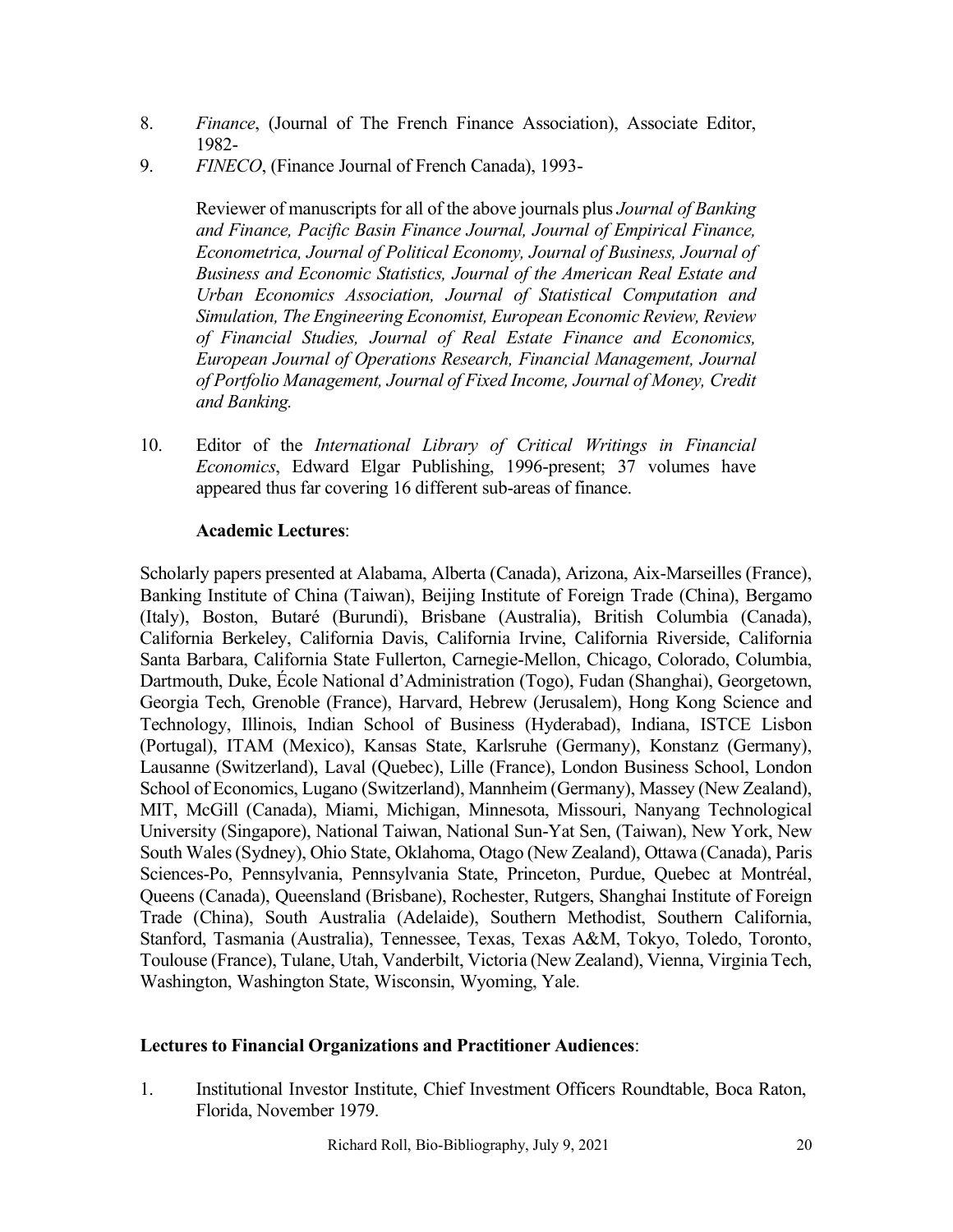8. *Finance*, (Journal of The French Finance Association), Associate Editor, 1982-
9. *FINECO*, (Finance Journal of French Canada), 1993-

   Reviewer of manuscripts for all of the above journals plus *Journal of Banking and Finance, Pacific Basin Finance Journal, Journal of Empirical Finance, Econometrica, Journal of Political Economy, Journal of Business, Journal of Business and Economic Statistics, Journal of the American Real Estate and Urban Economics Association, Journal of Statistical Computation and Simulation, The Engineering Economist, European Economic Review, Review of Financial Studies, Journal of Real Estate Finance and Economics, European Journal of Operations Research, Financial Management, Journal of Portfolio Management, Journal of Fixed Income, Journal of Money, Credit and Banking.*

10. Editor of the *International Library of Critical Writings in Financial Economics*, Edward Elgar Publishing, 1996-present; 37 volumes have appeared thus far covering 16 different sub-areas of finance.

**Academic Lectures**:

Scholarly papers presented at Alabama, Alberta (Canada), Arizona, Aix-Marseilles (France), Banking Institute of China (Taiwan), Beijing Institute of Foreign Trade (China), Bergamo (Italy), Boston, Butaré (Burundi), Brisbane (Australia), British Columbia (Canada), California Berkeley, California Davis, California Irvine, California Riverside, California Santa Barbara, California State Fullerton, Carnegie-Mellon, Chicago, Colorado, Columbia, Dartmouth, Duke, École National d'Administration (Togo), Fudan (Shanghai), Georgetown, Georgia Tech, Grenoble (France), Harvard, Hebrew (Jerusalem), Hong Kong Science and Technology, Illinois, Indian School of Business (Hyderabad), Indiana, ISTCE Lisbon (Portugal), ITAM (Mexico), Kansas State, Karlsruhe (Germany), Konstanz (Germany), Lausanne (Switzerland), Laval (Quebec), Lille (France), London Business School, London School of Economics, Lugano (Switzerland), Mannheim (Germany), Massey (New Zealand), MIT, McGill (Canada), Miami, Michigan, Minnesota, Missouri, Nanyang Technological University (Singapore), National Taiwan, National Sun-Yat Sen, (Taiwan), New York, New South Wales (Sydney), Ohio State, Oklahoma, Otago (New Zealand), Ottawa (Canada), Paris Sciences-Po, Pennsylvania, Pennsylvania State, Princeton, Purdue, Quebec at Montréal, Queens (Canada), Queensland (Brisbane), Rochester, Rutgers, Shanghai Institute of Foreign Trade (China), South Australia (Adelaide), Southern Methodist, Southern California, Stanford, Tasmania (Australia), Tennessee, Texas, Texas A&M, Tokyo, Toledo, Toronto, Toulouse (France), Tulane, Utah, Vanderbilt, Victoria (New Zealand), Vienna, Virginia Tech, Washington, Washington State, Wisconsin, Wyoming, Yale.

**Lectures to Financial Organizations and Practitioner Audiences**:

1. Institutional Investor Institute, Chief Investment Officers Roundtable, Boca Raton, Florida, November 1979.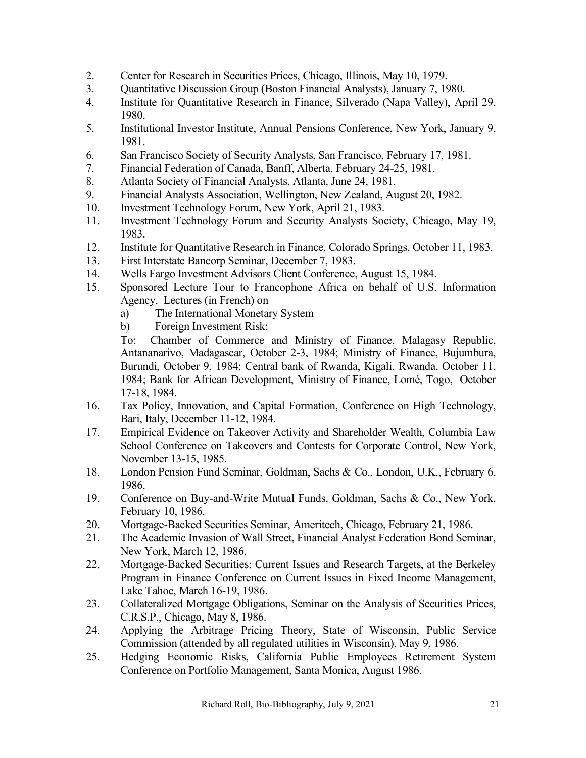2. Center for Research in Securities Prices, Chicago, Illinois, May 10, 1979.
3. Quantitative Discussion Group (Boston Financial Analysts), January 7, 1980.
4. Institute for Quantitative Research in Finance, Silverado (Napa Valley), April 29, 1980.
5. Institutional Investor Institute, Annual Pensions Conference, New York, January 9, 1981.
6. San Francisco Society of Security Analysts, San Francisco, February 17, 1981.
7. Financial Federation of Canada, Banff, Alberta, February 24-25, 1981.
8. Atlanta Society of Financial Analysts, Atlanta, June 24, 1981.
9. Financial Analysts Association, Wellington, New Zealand, August 20, 1982.
10. Investment Technology Forum, New York, April 21, 1983.
11. Investment Technology Forum and Security Analysts Society, Chicago, May 19, 1983.
12. Institute for Quantitative Research in Finance, Colorado Springs, October 11, 1983.
13. First Interstate Bancorp Seminar, December 7, 1983.
14. Wells Fargo Investment Advisors Client Conference, August 15, 1984.
15. Sponsored Lecture Tour to Francophone Africa on behalf of U.S. Information Agency. Lectures (in French) on
    a) The International Monetary System
    b) Foreign Investment Risk;

    To: Chamber of Commerce and Ministry of Finance, Malagasy Republic, Antananarivo, Madagascar, October 2-3, 1984; Ministry of Finance, Bujumbura, Burundi, October 9, 1984; Central bank of Rwanda, Kigali, Rwanda, October 11, 1984; Bank for African Development, Ministry of Finance, Lomé, Togo, October 17-18, 1984.
16. Tax Policy, Innovation, and Capital Formation, Conference on High Technology, Bari, Italy, December 11-12, 1984.
17. Empirical Evidence on Takeover Activity and Shareholder Wealth, Columbia Law School Conference on Takeovers and Contests for Corporate Control, New York, November 13-15, 1985.
18. London Pension Fund Seminar, Goldman, Sachs & Co., London, U.K., February 6, 1986.
19. Conference on Buy-and-Write Mutual Funds, Goldman, Sachs & Co., New York, February 10, 1986.
20. Mortgage-Backed Securities Seminar, Ameritech, Chicago, February 21, 1986.
21. The Academic Invasion of Wall Street, Financial Analyst Federation Bond Seminar, New York, March 12, 1986.
22. Mortgage-Backed Securities: Current Issues and Research Targets, at the Berkeley Program in Finance Conference on Current Issues in Fixed Income Management, Lake Tahoe, March 16-19, 1986.
23. Collateralized Mortgage Obligations, Seminar on the Analysis of Securities Prices, C.R.S.P., Chicago, May 8, 1986.
24. Applying the Arbitrage Pricing Theory, State of Wisconsin, Public Service Commission (attended by all regulated utilities in Wisconsin), May 9, 1986.
25. Hedging Economic Risks, California Public Employees Retirement System Conference on Portfolio Management, Santa Monica, August 1986.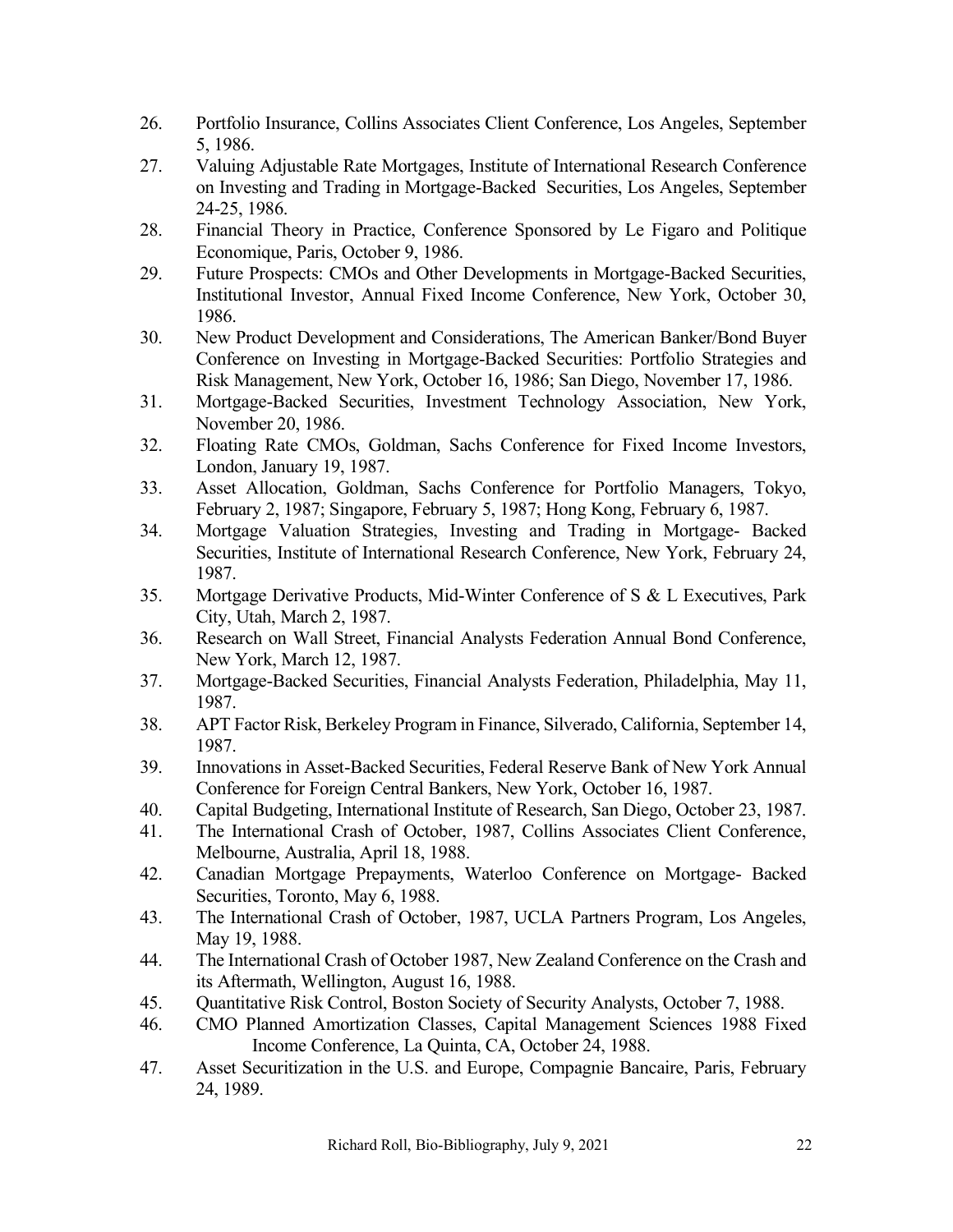26. Portfolio Insurance, Collins Associates Client Conference, Los Angeles, September 5, 1986.
27. Valuing Adjustable Rate Mortgages, Institute of International Research Conference on Investing and Trading in Mortgage-Backed Securities, Los Angeles, September 24-25, 1986.
28. Financial Theory in Practice, Conference Sponsored by Le Figaro and Politique Economique, Paris, October 9, 1986.
29. Future Prospects: CMOs and Other Developments in Mortgage-Backed Securities, Institutional Investor, Annual Fixed Income Conference, New York, October 30, 1986.
30. New Product Development and Considerations, The American Banker/Bond Buyer Conference on Investing in Mortgage-Backed Securities: Portfolio Strategies and Risk Management, New York, October 16, 1986; San Diego, November 17, 1986.
31. Mortgage-Backed Securities, Investment Technology Association, New York, November 20, 1986.
32. Floating Rate CMOs, Goldman, Sachs Conference for Fixed Income Investors, London, January 19, 1987.
33. Asset Allocation, Goldman, Sachs Conference for Portfolio Managers, Tokyo, February 2, 1987; Singapore, February 5, 1987; Hong Kong, February 6, 1987.
34. Mortgage Valuation Strategies, Investing and Trading in Mortgage- Backed Securities, Institute of International Research Conference, New York, February 24, 1987.
35. Mortgage Derivative Products, Mid-Winter Conference of S & L Executives, Park City, Utah, March 2, 1987.
36. Research on Wall Street, Financial Analysts Federation Annual Bond Conference, New York, March 12, 1987.
37. Mortgage-Backed Securities, Financial Analysts Federation, Philadelphia, May 11, 1987.
38. APT Factor Risk, Berkeley Program in Finance, Silverado, California, September 14, 1987.
39. Innovations in Asset-Backed Securities, Federal Reserve Bank of New York Annual Conference for Foreign Central Bankers, New York, October 16, 1987.
40. Capital Budgeting, International Institute of Research, San Diego, October 23, 1987.
41. The International Crash of October, 1987, Collins Associates Client Conference, Melbourne, Australia, April 18, 1988.
42. Canadian Mortgage Prepayments, Waterloo Conference on Mortgage- Backed Securities, Toronto, May 6, 1988.
43. The International Crash of October, 1987, UCLA Partners Program, Los Angeles, May 19, 1988.
44. The International Crash of October 1987, New Zealand Conference on the Crash and its Aftermath, Wellington, August 16, 1988.
45. Quantitative Risk Control, Boston Society of Security Analysts, October 7, 1988.
46. CMO Planned Amortization Classes, Capital Management Sciences 1988 Fixed Income Conference, La Quinta, CA, October 24, 1988.
47. Asset Securitization in the U.S. and Europe, Compagnie Bancaire, Paris, February 24, 1989.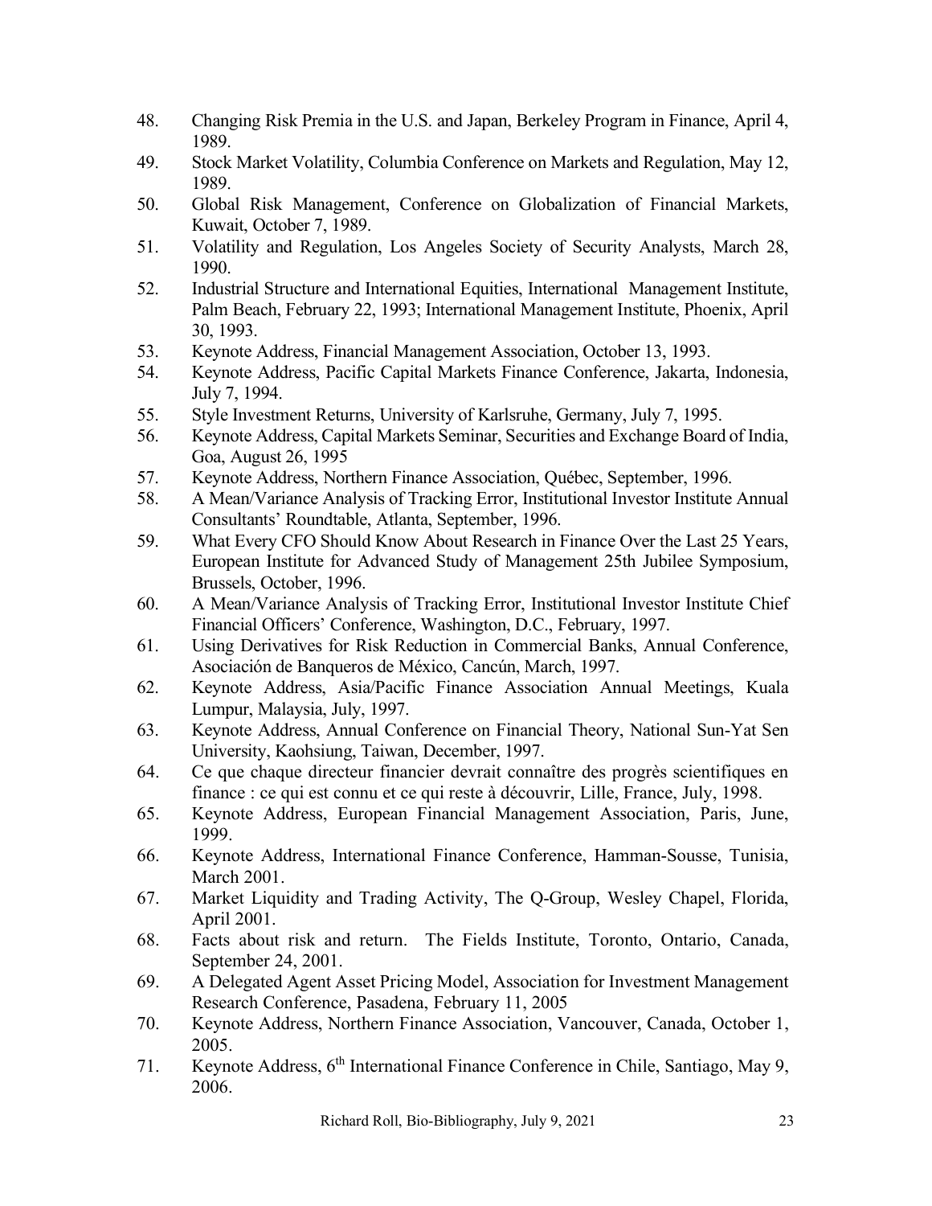48. Changing Risk Premia in the U.S. and Japan, Berkeley Program in Finance, April 4, 1989.
49. Stock Market Volatility, Columbia Conference on Markets and Regulation, May 12, 1989.
50. Global Risk Management, Conference on Globalization of Financial Markets, Kuwait, October 7, 1989.
51. Volatility and Regulation, Los Angeles Society of Security Analysts, March 28, 1990.
52. Industrial Structure and International Equities, International Management Institute, Palm Beach, February 22, 1993; International Management Institute, Phoenix, April 30, 1993.
53. Keynote Address, Financial Management Association, October 13, 1993.
54. Keynote Address, Pacific Capital Markets Finance Conference, Jakarta, Indonesia, July 7, 1994.
55. Style Investment Returns, University of Karlsruhe, Germany, July 7, 1995.
56. Keynote Address, Capital Markets Seminar, Securities and Exchange Board of India, Goa, August 26, 1995
57. Keynote Address, Northern Finance Association, Québec, September, 1996.
58. A Mean/Variance Analysis of Tracking Error, Institutional Investor Institute Annual Consultants' Roundtable, Atlanta, September, 1996.
59. What Every CFO Should Know About Research in Finance Over the Last 25 Years, European Institute for Advanced Study of Management 25th Jubilee Symposium, Brussels, October, 1996.
60. A Mean/Variance Analysis of Tracking Error, Institutional Investor Institute Chief Financial Officers' Conference, Washington, D.C., February, 1997.
61. Using Derivatives for Risk Reduction in Commercial Banks, Annual Conference, Asociación de Banqueros de México, Cancún, March, 1997.
62. Keynote Address, Asia/Pacific Finance Association Annual Meetings, Kuala Lumpur, Malaysia, July, 1997.
63. Keynote Address, Annual Conference on Financial Theory, National Sun-Yat Sen University, Kaohsiung, Taiwan, December, 1997.
64. Ce que chaque directeur financier devrait connaître des progrès scientifiques en finance : ce qui est connu et ce qui reste à découvrir, Lille, France, July, 1998.
65. Keynote Address, European Financial Management Association, Paris, June, 1999.
66. Keynote Address, International Finance Conference, Hamman-Sousse, Tunisia, March 2001.
67. Market Liquidity and Trading Activity, The Q-Group, Wesley Chapel, Florida, April 2001.
68. Facts about risk and return. The Fields Institute, Toronto, Ontario, Canada, September 24, 2001.
69. A Delegated Agent Asset Pricing Model, Association for Investment Management Research Conference, Pasadena, February 11, 2005
70. Keynote Address, Northern Finance Association, Vancouver, Canada, October 1, 2005.
71. Keynote Address, 6th International Finance Conference in Chile, Santiago, May 9, 2006.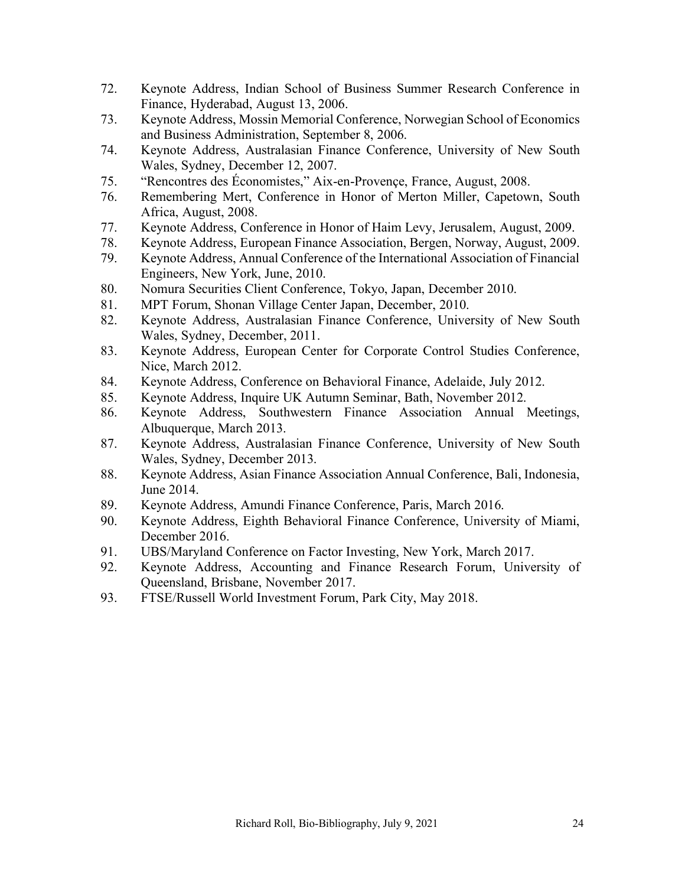72. Keynote Address, Indian School of Business Summer Research Conference in Finance, Hyderabad, August 13, 2006.
73. Keynote Address, Mossin Memorial Conference, Norwegian School of Economics and Business Administration, September 8, 2006.
74. Keynote Address, Australasian Finance Conference, University of New South Wales, Sydney, December 12, 2007.
75. "Rencontres des Économistes," Aix-en-Provençe, France, August, 2008.
76. Remembering Mert, Conference in Honor of Merton Miller, Capetown, South Africa, August, 2008.
77. Keynote Address, Conference in Honor of Haim Levy, Jerusalem, August, 2009.
78. Keynote Address, European Finance Association, Bergen, Norway, August, 2009.
79. Keynote Address, Annual Conference of the International Association of Financial Engineers, New York, June, 2010.
80. Nomura Securities Client Conference, Tokyo, Japan, December 2010.
81. MPT Forum, Shonan Village Center Japan, December, 2010.
82. Keynote Address, Australasian Finance Conference, University of New South Wales, Sydney, December, 2011.
83. Keynote Address, European Center for Corporate Control Studies Conference, Nice, March 2012.
84. Keynote Address, Conference on Behavioral Finance, Adelaide, July 2012.
85. Keynote Address, Inquire UK Autumn Seminar, Bath, November 2012.
86. Keynote Address, Southwestern Finance Association Annual Meetings, Albuquerque, March 2013.
87. Keynote Address, Australasian Finance Conference, University of New South Wales, Sydney, December 2013.
88. Keynote Address, Asian Finance Association Annual Conference, Bali, Indonesia, June 2014.
89. Keynote Address, Amundi Finance Conference, Paris, March 2016.
90. Keynote Address, Eighth Behavioral Finance Conference, University of Miami, December 2016.
91. UBS/Maryland Conference on Factor Investing, New York, March 2017.
92. Keynote Address, Accounting and Finance Research Forum, University of Queensland, Brisbane, November 2017.
93. FTSE/Russell World Investment Forum, Park City, May 2018.